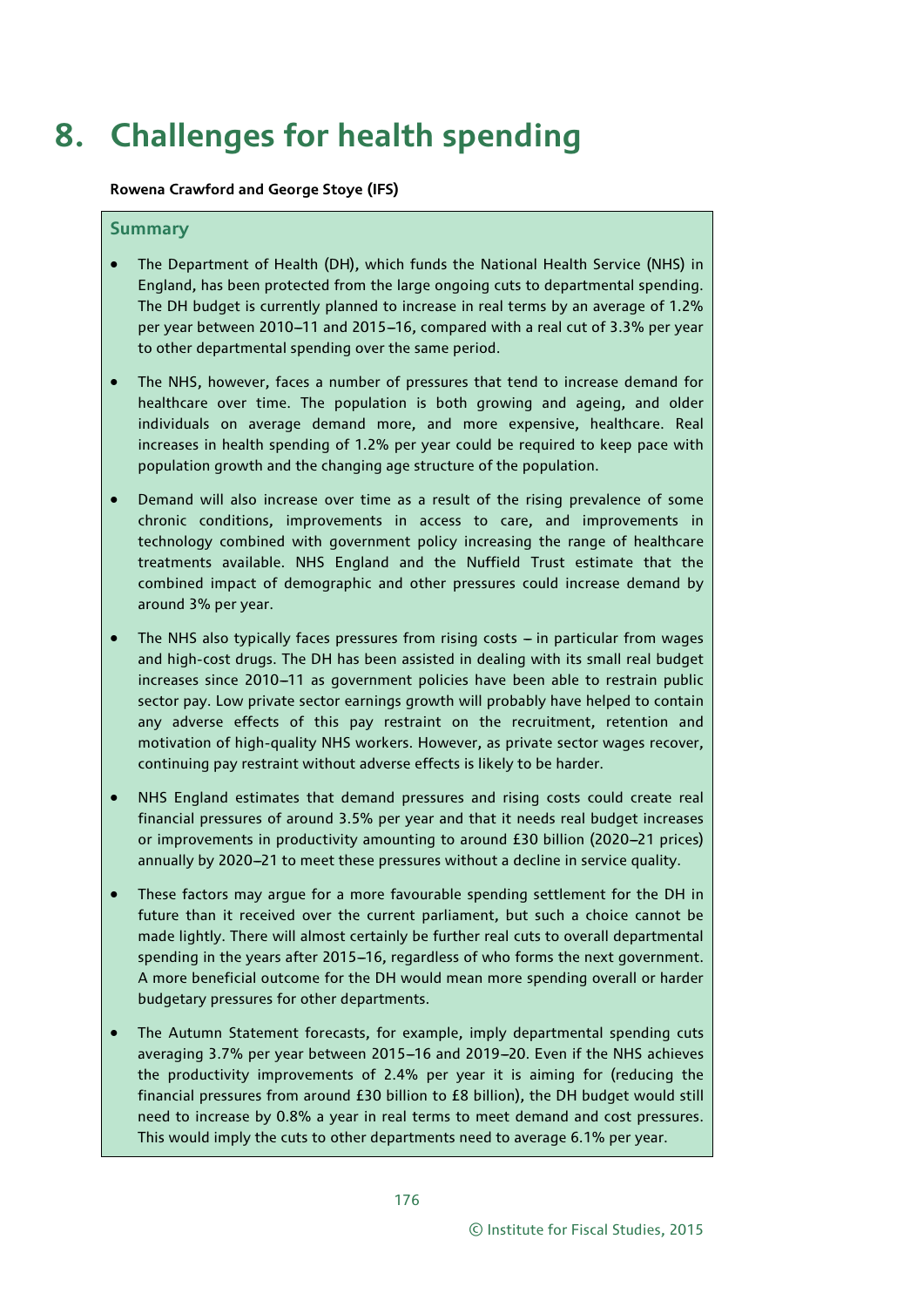# 8. Challenges for health spending

**Rowena Crawford and George Stoye (IFS)**

## Summary

- The Department of Health (DH), which funds the National Health Service (NHS) in England, has been protected from the large ongoing cuts to departmental spending. The DH budget is currently planned to increase in real terms by an average of 1.2% per year between 2010–11 and 2015–16, compared with a real cut of 3.3% per year to other departmental spending over the same period.
- The NHS, however, faces a number of pressures that tend to increase demand for healthcare over time. The population is both growing and ageing, and older individuals on average demand more, and more expensive, healthcare. Real increases in health spending of 1.2% per year could be required to keep pace with population growth and the changing age structure of the population.
- Demand will also increase over time as a result of the rising prevalence of some chronic conditions, improvements in access to care, and improvements in technology combined with government policy increasing the range of healthcare treatments available. NHS England and the Nuffield Trust estimate that the combined impact of demographic and other pressures could increase demand by around 3% per year.
- The NHS also typically faces pressures from rising costs – in particular from wages and high-cost drugs. The DH has been assisted in dealing with its small real budget increases since 2010–11 as government policies have been able to restrain public sector pay. Low private sector earnings growth will probably have helped to contain any adverse effects of this pay restraint on the recruitment, retention and motivation of high-quality NHS workers. However, as private sector wages recover, continuing pay restraint without adverse effects is likely to be harder.
- NHS England estimates that demand pressures and rising costs could create real financial pressures of around 3.5% per year and that it needs real budget increases or improvements in productivity amounting to around £30 billion (2020–21 prices) annually by 2020–21 to meet these pressures without a decline in service quality.
- These factors may argue for a more favourable spending settlement for the DH in future than it received over the current parliament, but such a choice cannot be made lightly. There will almost certainly be further real cuts to overall departmental spending in the years after 2015–16, regardless of who forms the next government. A more beneficial outcome for the DH would mean more spending overall or harder budgetary pressures for other departments.
- The Autumn Statement forecasts, for example, imply departmental spending cuts averaging 3.7% per year between 2015–16 and 2019–20. Even if the NHS achieves the productivity improvements of 2.4% per year it is aiming for (reducing the financial pressures from around £30 billion to £8 billion), the DH budget would still need to increase by 0.8% a year in real terms to meet demand and cost pressures. This would imply the cuts to other departments need to average 6.1% per year.

© Institute for Fiscal Studies, 2015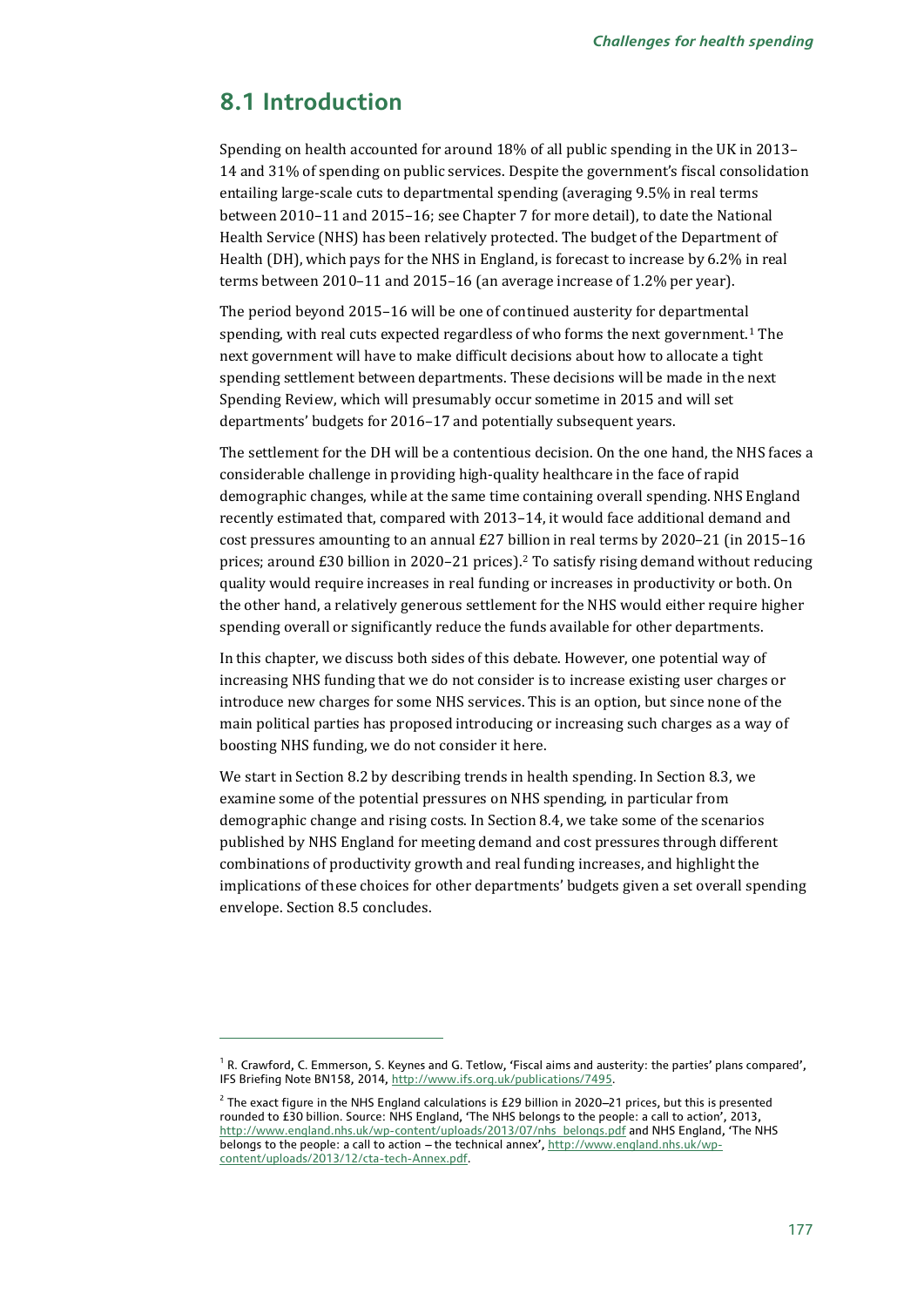## 8.1 Introduction

Spending on health accounted for around 18% of all public spending in the UK in 2013–14 and 31% of spending on public services. Despite the government's fiscal consolidation entailing large-scale cuts to departmental spending (averaging 9.5% in real terms between 2010–11 and 2015–16; see Chapter 7 for more detail), to date the National Health Service (NHS) has been relatively protected. The budget of the Department of Health (DH), which pays for the NHS in England, is forecast to increase by 6.2% in real terms between 2010–11 and 2015–16 (an average increase of 1.2% per year).

The period beyond 2015–16 will be one of continued austerity for departmental spending, with real cuts expected regardless of who forms the next government.[1] The next government will have to make difficult decisions about how to allocate a tight spending settlement between departments. These decisions will be made in the next Spending Review, which will presumably occur sometime in 2015 and will set departments' budgets for 2016–17 and potentially subsequent years.

The settlement for the DH will be a contentious decision. On the one hand, the NHS faces a considerable challenge in providing high-quality healthcare in the face of rapid demographic changes, while at the same time containing overall spending. NHS England recently estimated that, compared with 2013–14, it would face additional demand and cost pressures amounting to an annual £27 billion in real terms by 2020–21 (in 2015–16 prices; around £30 billion in 2020–21 prices).[2] To satisfy rising demand without reducing quality would require increases in real funding or increases in productivity or both. On the other hand, a relatively generous settlement for the NHS would either require higher spending overall or significantly reduce the funds available for other departments.

In this chapter, we discuss both sides of this debate. However, one potential way of increasing NHS funding that we do not consider is to increase existing user charges or introduce new charges for some NHS services. This is an option, but since none of the main political parties has proposed introducing or increasing such charges as a way of boosting NHS funding, we do not consider it here.

We start in Section 8.2 by describing trends in health spending. In Section 8.3, we examine some of the potential pressures on NHS spending, in particular from demographic change and rising costs. In Section 8.4, we take some of the scenarios published by NHS England for meeting demand and cost pressures through different combinations of productivity growth and real funding increases, and highlight the implications of these choices for other departments' budgets given a set overall spending envelope. Section 8.5 concludes.

---

[1] R. Crawford, C. Emmerson, S. Keynes and G. Tetlow, 'Fiscal aims and austerity: the parties' plans compared', IFS Briefing Note BN158, 2014, http://www.ifs.org.uk/publications/7495.

[2] The exact figure in the NHS England calculations is £29 billion in 2020–21 prices, but this is presented rounded to £30 billion. Source: NHS England, 'The NHS belongs to the people: a call to action', 2013, http://www.england.nhs.uk/wp-content/uploads/2013/07/nhs_belongs.pdf and NHS England, 'The NHS belongs to the people: a call to action – the technical annex', http://www.england.nhs.uk/wp-content/uploads/2013/12/cta-tech-Annex.pdf.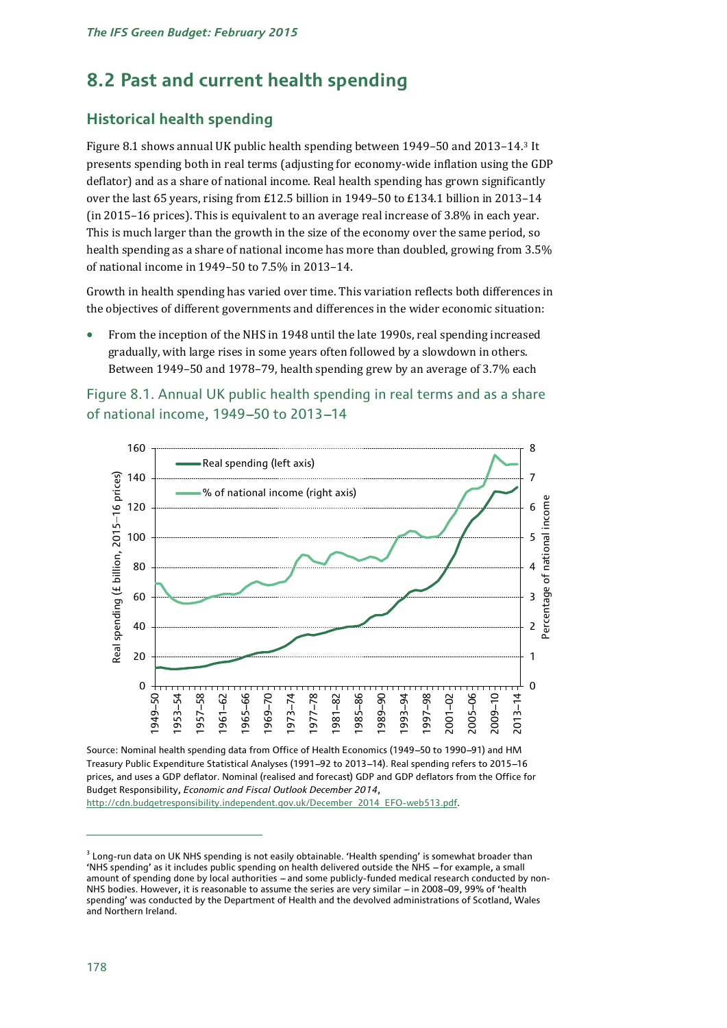## 8.2 Past and current health spending

### Historical health spending

Figure 8.1 shows annual UK public health spending between 1949–50 and 2013–14.[3] It presents spending both in real terms (adjusting for economy-wide inflation using the GDP deflator) and as a share of national income. Real health spending has grown significantly over the last 65 years, rising from £12.5 billion in 1949–50 to £134.1 billion in 2013–14 (in 2015–16 prices). This is equivalent to an average real increase of 3.8% in each year. This is much larger than the growth in the size of the economy over the same period, so health spending as a share of national income has more than doubled, growing from 3.5% of national income in 1949–50 to 7.5% in 2013–14.

Growth in health spending has varied over time. This variation reflects both differences in the objectives of different governments and differences in the wider economic situation:

- From the inception of the NHS in 1948 until the late 1990s, real spending increased gradually, with large rises in some years often followed by a slowdown in others. Between 1949–50 and 1978–79, health spending grew by an average of 3.7% each

Figure 8.1. Annual UK public health spending in real terms and as a share of national income, 1949–50 to 2013–14

Source: Nominal health spending data from Office of Health Economics (1949–50 to 1990–91) and HM Treasury Public Expenditure Statistical Analyses (1991–92 to 2013–14). Real spending refers to 2015–16 prices, and uses a GDP deflator. Nominal (realised and forecast) GDP and GDP deflators from the Office for Budget Responsibility, *Economic and Fiscal Outlook December 2014*, http://cdn.budgetresponsibility.independent.gov.uk/December_2014_EFO-web513.pdf.

---

[3] Long-run data on UK NHS spending is not easily obtainable. 'Health spending' is somewhat broader than 'NHS spending' as it includes public spending on health delivered outside the NHS – for example, a small amount of spending done by local authorities – and some publicly-funded medical research conducted by non-NHS bodies. However, it is reasonable to assume the series are very similar – in 2008–09, 99% of 'health spending' was conducted by the Department of Health and the devolved administrations of Scotland, Wales and Northern Ireland.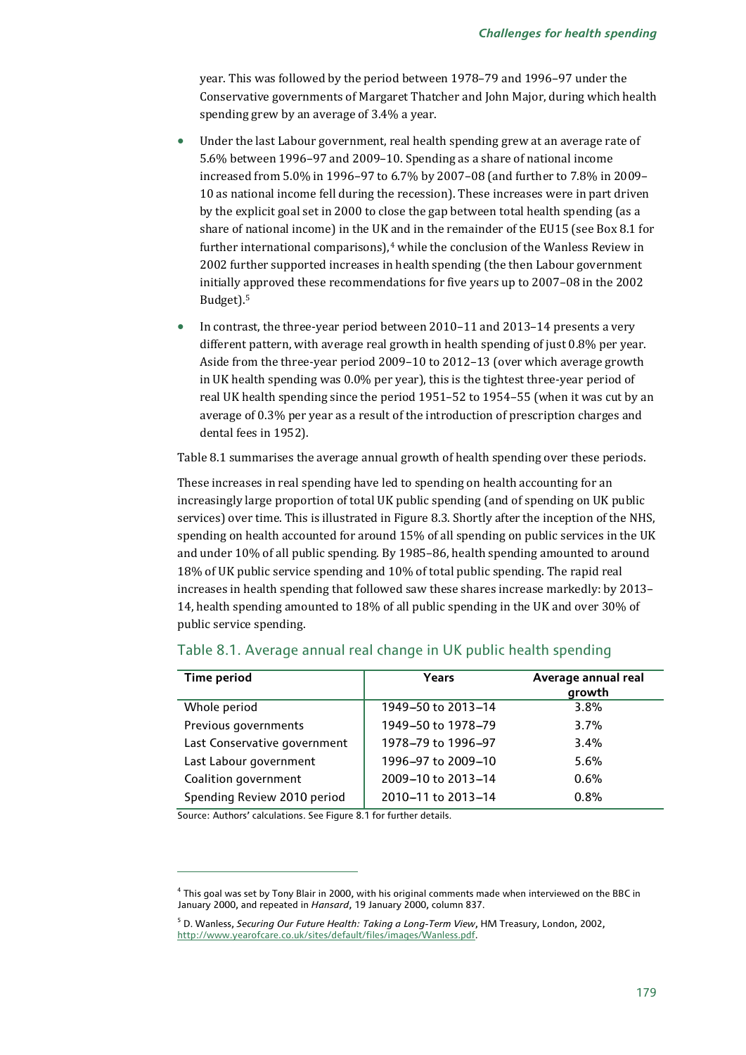year. This was followed by the period between 1978–79 and 1996–97 under the Conservative governments of Margaret Thatcher and John Major, during which health spending grew by an average of 3.4% a year.

- Under the last Labour government, real health spending grew at an average rate of 5.6% between 1996–97 and 2009–10. Spending as a share of national income increased from 5.0% in 1996–97 to 6.7% by 2007–08 (and further to 7.8% in 2009–10 as national income fell during the recession). These increases were in part driven by the explicit goal set in 2000 to close the gap between total health spending (as a share of national income) in the UK and in the remainder of the EU15 (see Box 8.1 for further international comparisons),[4] while the conclusion of the Wanless Review in 2002 further supported increases in health spending (the then Labour government initially approved these recommendations for five years up to 2007–08 in the 2002 Budget).[5]

- In contrast, the three-year period between 2010–11 and 2013–14 presents a very different pattern, with average real growth in health spending of just 0.8% per year. Aside from the three-year period 2009–10 to 2012–13 (over which average growth in UK health spending was 0.0% per year), this is the tightest three-year period of real UK health spending since the period 1951–52 to 1954–55 (when it was cut by an average of 0.3% per year as a result of the introduction of prescription charges and dental fees in 1952).

Table 8.1 summarises the average annual growth of health spending over these periods.

These increases in real spending have led to spending on health accounting for an increasingly large proportion of total UK public spending (and of spending on UK public services) over time. This is illustrated in Figure 8.3. Shortly after the inception of the NHS, spending on health accounted for around 15% of all spending on public services in the UK and under 10% of all public spending. By 1985–86, health spending amounted to around 18% of UK public service spending and 10% of total public spending. The rapid real increases in health spending that followed saw these shares increase markedly: by 2013–14, health spending amounted to 18% of all public spending in the UK and over 30% of public service spending.

## Table 8.1. Average annual real change in UK public health spending

| Time period | Years | Average annual real growth |
|---|---|---|
| Whole period | 1949–50 to 2013–14 | 3.8% |
| Previous governments | 1949–50 to 1978–79 | 3.7% |
| Last Conservative government | 1978–79 to 1996–97 | 3.4% |
| Last Labour government | 1996–97 to 2009–10 | 5.6% |
| Coalition government | 2009–10 to 2013–14 | 0.6% |
| Spending Review 2010 period | 2010–11 to 2013–14 | 0.8% |

Source: Authors' calculations. See Figure 8.1 for further details.

[4] This goal was set by Tony Blair in 2000, with his original comments made when interviewed on the BBC in January 2000, and repeated in *Hansard*, 19 January 2000, column 837.

[5] D. Wanless, *Securing Our Future Health: Taking a Long-Term View*, HM Treasury, London, 2002, http://www.yearofcare.co.uk/sites/default/files/images/Wanless.pdf.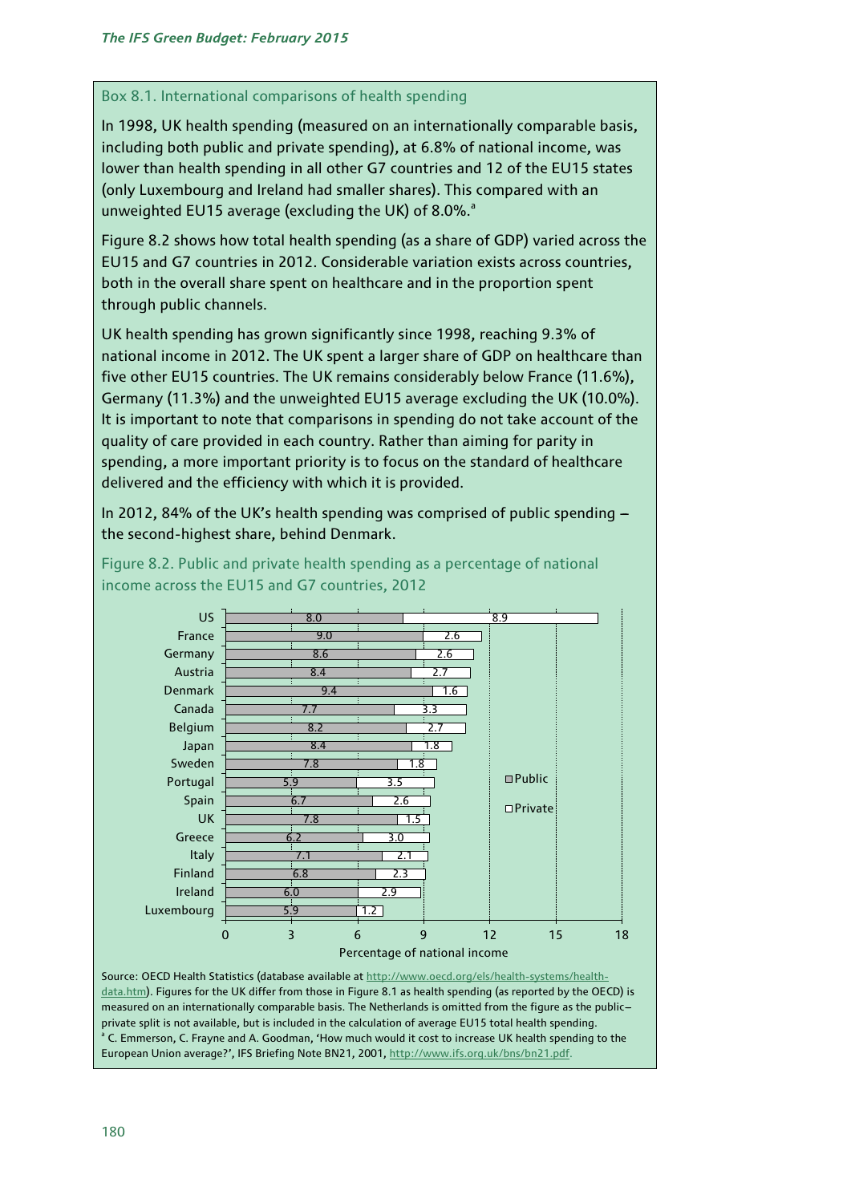## Box 8.1. International comparisons of health spending

In 1998, UK health spending (measured on an internationally comparable basis, including both public and private spending), at 6.8% of national income, was lower than health spending in all other G7 countries and 12 of the EU15 states (only Luxembourg and Ireland had smaller shares). This compared with an unweighted EU15 average (excluding the UK) of 8.0%.[a]

Figure 8.2 shows how total health spending (as a share of GDP) varied across the EU15 and G7 countries in 2012. Considerable variation exists across countries, both in the overall share spent on healthcare and in the proportion spent through public channels.

UK health spending has grown significantly since 1998, reaching 9.3% of national income in 2012. The UK spent a larger share of GDP on healthcare than five other EU15 countries. The UK remains considerably below France (11.6%), Germany (11.3%) and the unweighted EU15 average excluding the UK (10.0%). It is important to note that comparisons in spending do not take account of the quality of care provided in each country. Rather than aiming for parity in spending, a more important priority is to focus on the standard of healthcare delivered and the efficiency with which it is provided.

In 2012, 84% of the UK's health spending was comprised of public spending – the second-highest share, behind Denmark.

Figure 8.2. Public and private health spending as a percentage of national income across the EU15 and G7 countries, 2012

| Country | Public | Private |
|---|---|---|
| US | 8.0 | 8.9 |
| France | 9.0 | 2.6 |
| Germany | 8.6 | 2.6 |
| Austria | 8.4 | 2.7 |
| Denmark | 9.4 | 1.6 |
| Canada | 7.7 | 3.3 |
| Belgium | 8.2 | 2.7 |
| Japan | 8.4 | 1.8 |
| Sweden | 7.8 | 1.8 |
| Portugal | 5.9 | 3.5 |
| Spain | 6.7 | 2.6 |
| UK | 7.8 | 1.5 |
| Greece | 6.2 | 3.0 |
| Italy | 7.1 | 2.1 |
| Finland | 6.8 | 2.3 |
| Ireland | 6.0 | 2.9 |
| Luxembourg | 5.9 | 1.2 |

Percentage of national income

Source: OECD Health Statistics (database available at http://www.oecd.org/els/health-systems/health-data.htm). Figures for the UK differ from those in Figure 8.1 as health spending (as reported by the OECD) is measured on an internationally comparable basis. The Netherlands is omitted from the figure as the public–private split is not available, but is included in the calculation of average EU15 total health spending.

[a] C. Emmerson, C. Frayne and A. Goodman, 'How much would it cost to increase UK health spending to the European Union average?', IFS Briefing Note BN21, 2001, http://www.ifs.org.uk/bns/bn21.pdf.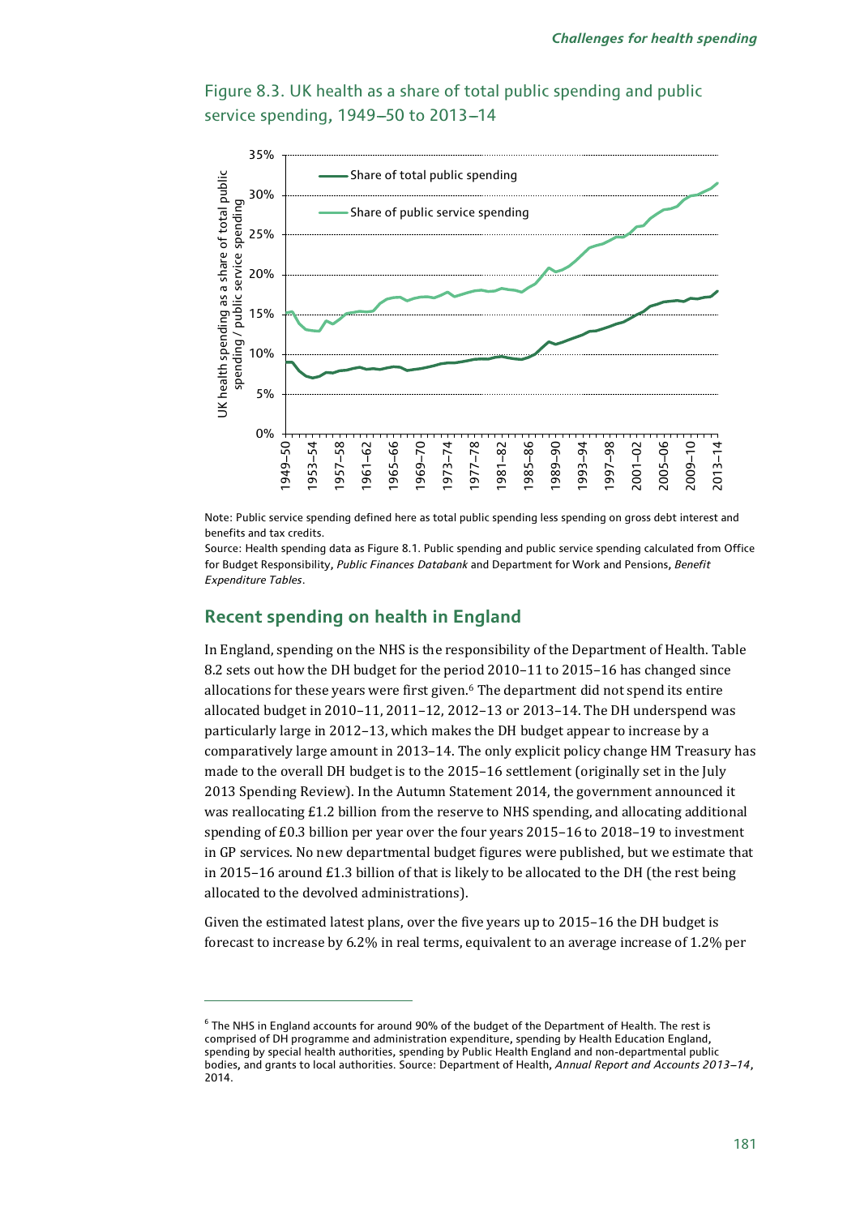Figure 8.3. UK health as a share of total public spending and public service spending, 1949–50 to 2013–14

Note: Public service spending defined here as total public spending less spending on gross debt interest and benefits and tax credits.

Source: Health spending data as Figure 8.1. Public spending and public service spending calculated from Office for Budget Responsibility, *Public Finances Databank* and Department for Work and Pensions, *Benefit Expenditure Tables*.

## Recent spending on health in England

In England, spending on the NHS is the responsibility of the Department of Health. Table 8.2 sets out how the DH budget for the period 2010–11 to 2015–16 has changed since allocations for these years were first given.[6] The department did not spend its entire allocated budget in 2010–11, 2011–12, 2012–13 or 2013–14. The DH underspend was particularly large in 2012–13, which makes the DH budget appear to increase by a comparatively large amount in 2013–14. The only explicit policy change HM Treasury has made to the overall DH budget is to the 2015–16 settlement (originally set in the July 2013 Spending Review). In the Autumn Statement 2014, the government announced it was reallocating £1.2 billion from the reserve to NHS spending, and allocating additional spending of £0.3 billion per year over the four years 2015–16 to 2018–19 to investment in GP services. No new departmental budget figures were published, but we estimate that in 2015–16 around £1.3 billion of that is likely to be allocated to the DH (the rest being allocated to the devolved administrations).

Given the estimated latest plans, over the five years up to 2015–16 the DH budget is forecast to increase by 6.2% in real terms, equivalent to an average increase of 1.2% per

[6] The NHS in England accounts for around 90% of the budget of the Department of Health. The rest is comprised of DH programme and administration expenditure, spending by Health Education England, spending by special health authorities, spending by Public Health England and non-departmental public bodies, and grants to local authorities. Source: Department of Health, *Annual Report and Accounts 2013–14*, 2014.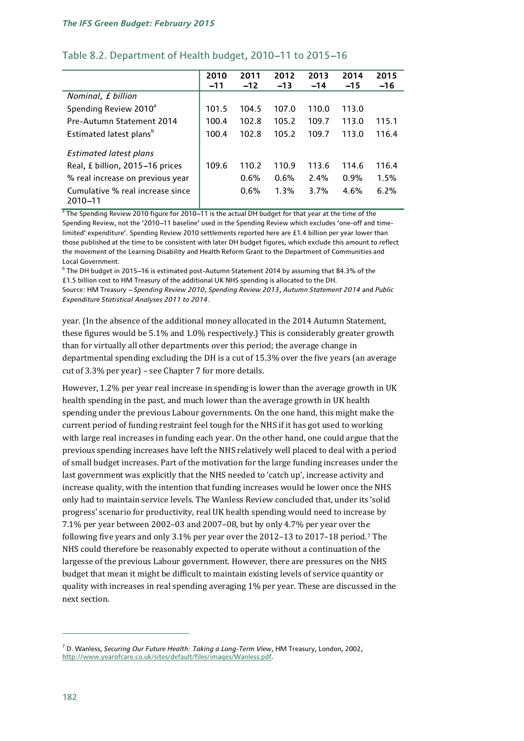Table 8.2. Department of Health budget, 2010–11 to 2015–16

| | 2010–11 | 2011–12 | 2012–13 | 2013–14 | 2014–15 | 2015–16 |
|---|---|---|---|---|---|---|
| *Nominal, £ billion* | | | | | | |
| Spending Review 2010[a] | 101.5 | 104.5 | 107.0 | 110.0 | 113.0 | |
| Pre-Autumn Statement 2014 | 100.4 | 102.8 | 105.2 | 109.7 | 113.0 | 115.1 |
| Estimated latest plans[b] | 100.4 | 102.8 | 105.2 | 109.7 | 113.0 | 116.4 |
| *Estimated latest plans* | | | | | | |
| Real, £ billion, 2015–16 prices | 109.6 | 110.2 | 110.9 | 113.6 | 114.6 | 116.4 |
| % real increase on previous year | | 0.6% | 0.6% | 2.4% | 0.9% | 1.5% |
| Cumulative % real increase since 2010–11 | | 0.6% | 1.3% | 3.7% | 4.6% | 6.2% |

[a] The Spending Review 2010 figure for 2010–11 is the actual DH budget for that year at the time of the Spending Review, not the '2010–11 baseline' used in the Spending Review which excludes 'one-off and time-limited' expenditure'. Spending Review 2010 settlements reported here are £1.4 billion per year lower than those published at the time to be consistent with later DH budget figures, which exclude this amount to reflect the movement of the Learning Disability and Health Reform Grant to the Department of Communities and Local Government.

[b] The DH budget in 2015–16 is estimated post-Autumn Statement 2014 by assuming that 84.3% of the £1.5 billion cost to HM Treasury of the additional UK NHS spending is allocated to the DH.

Source: HM Treasury – *Spending Review 2010*, *Spending Review 2013*, *Autumn Statement 2014* and *Public Expenditure Statistical Analyses 2011 to 2014*.

year. (In the absence of the additional money allocated in the 2014 Autumn Statement, these figures would be 5.1% and 1.0% respectively.) This is considerably greater growth than for virtually all other departments over this period; the average change in departmental spending excluding the DH is a cut of 15.3% over the five years (an average cut of 3.3% per year) – see Chapter 7 for more details.

However, 1.2% per year real increase in spending is lower than the average growth in UK health spending in the past, and much lower than the average growth in UK health spending under the previous Labour governments. On the one hand, this might make the current period of funding restraint feel tough for the NHS if it has got used to working with large real increases in funding each year. On the other hand, one could argue that the previous spending increases have left the NHS relatively well placed to deal with a period of small budget increases. Part of the motivation for the large funding increases under the last government was explicitly that the NHS needed to 'catch up', increase activity and increase quality, with the intention that funding increases would be lower once the NHS only had to maintain service levels. The Wanless Review concluded that, under its 'solid progress' scenario for productivity, real UK health spending would need to increase by 7.1% per year between 2002–03 and 2007–08, but by only 4.7% per year over the following five years and only 3.1% per year over the 2012–13 to 2017–18 period.[7] The NHS could therefore be reasonably expected to operate without a continuation of the largesse of the previous Labour government. However, there are pressures on the NHS budget that mean it might be difficult to maintain existing levels of service quantity or quality with increases in real spending averaging 1% per year. These are discussed in the next section.

[7] D. Wanless, *Securing Our Future Health: Taking a Long-Term View*, HM Treasury, London, 2002, http://www.yearofcare.co.uk/sites/default/files/images/Wanless.pdf.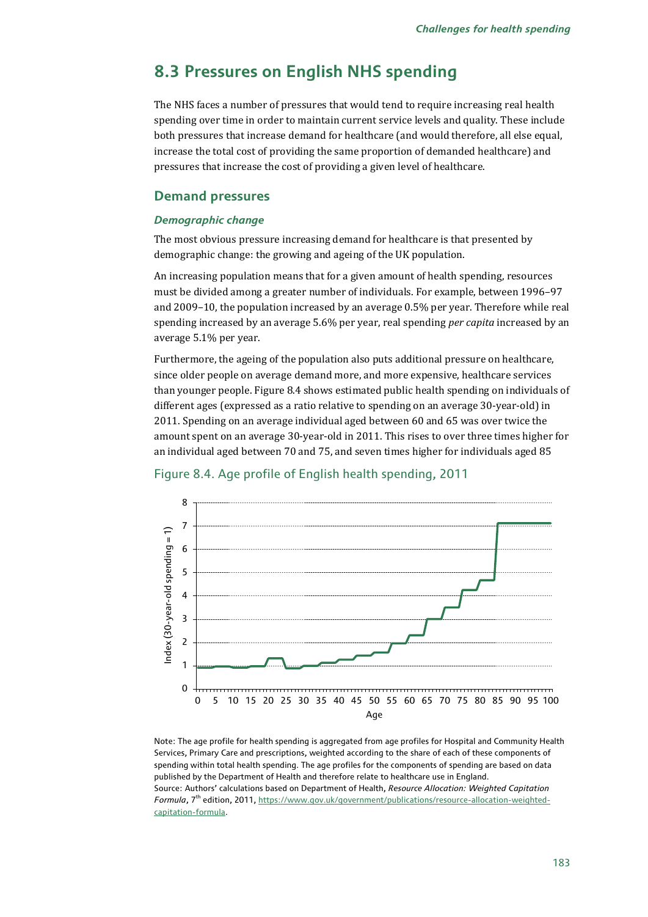## 8.3 Pressures on English NHS spending

The NHS faces a number of pressures that would tend to require increasing real health spending over time in order to maintain current service levels and quality. These include both pressures that increase demand for healthcare (and would therefore, all else equal, increase the total cost of providing the same proportion of demanded healthcare) and pressures that increase the cost of providing a given level of healthcare.

### Demand pressures

#### *Demographic change*

The most obvious pressure increasing demand for healthcare is that presented by demographic change: the growing and ageing of the UK population.

An increasing population means that for a given amount of health spending, resources must be divided among a greater number of individuals. For example, between 1996–97 and 2009–10, the population increased by an average 0.5% per year. Therefore while real spending increased by an average 5.6% per year, real spending *per capita* increased by an average 5.1% per year.

Furthermore, the ageing of the population also puts additional pressure on healthcare, since older people on average demand more, and more expensive, healthcare services than younger people. Figure 8.4 shows estimated public health spending on individuals of different ages (expressed as a ratio relative to spending on an average 30-year-old) in 2011. Spending on an average individual aged between 60 and 65 was over twice the amount spent on an average 30-year-old in 2011. This rises to over three times higher for an individual aged between 70 and 75, and seven times higher for individuals aged 85

Figure 8.4. Age profile of English health spending, 2011

Note: The age profile for health spending is aggregated from age profiles for Hospital and Community Health Services, Primary Care and prescriptions, weighted according to the share of each of these components of spending within total health spending. The age profiles for the components of spending are based on data published by the Department of Health and therefore relate to healthcare use in England.

Source: Authors' calculations based on Department of Health, *Resource Allocation: Weighted Capitation Formula*, 7th edition, 2011, https://www.gov.uk/government/publications/resource-allocation-weighted-capitation-formula.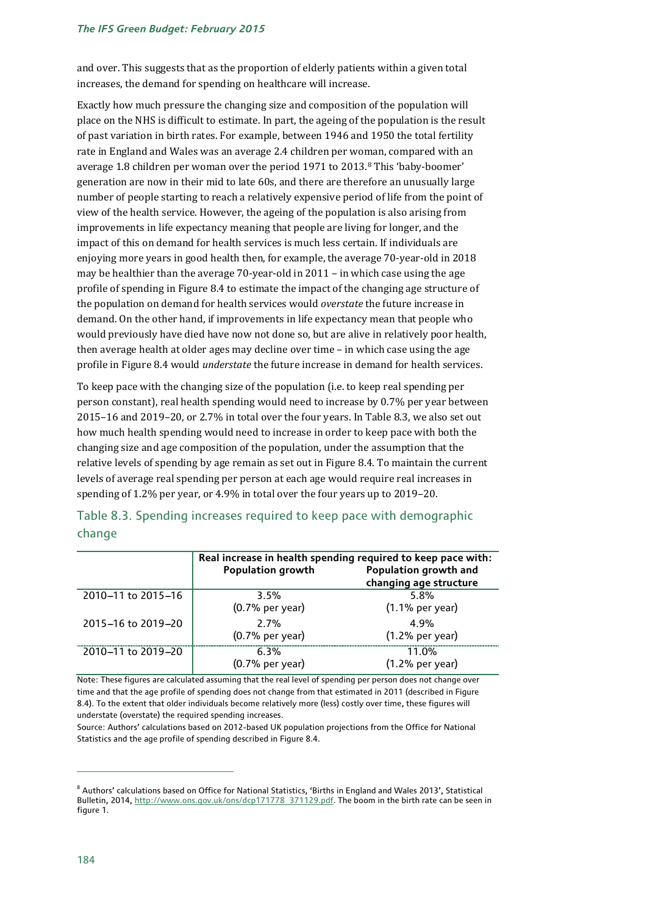and over. This suggests that as the proportion of elderly patients within a given total increases, the demand for spending on healthcare will increase.

Exactly how much pressure the changing size and composition of the population will place on the NHS is difficult to estimate. In part, the ageing of the population is the result of past variation in birth rates. For example, between 1946 and 1950 the total fertility rate in England and Wales was an average 2.4 children per woman, compared with an average 1.8 children per woman over the period 1971 to 2013.[8] This 'baby-boomer' generation are now in their mid to late 60s, and there are therefore an unusually large number of people starting to reach a relatively expensive period of life from the point of view of the health service. However, the ageing of the population is also arising from improvements in life expectancy meaning that people are living for longer, and the impact of this on demand for health services is much less certain. If individuals are enjoying more years in good health then, for example, the average 70-year-old in 2018 may be healthier than the average 70-year-old in 2011 – in which case using the age profile of spending in Figure 8.4 to estimate the impact of the changing age structure of the population on demand for health services would *overstate* the future increase in demand. On the other hand, if improvements in life expectancy mean that people who would previously have died have now not done so, but are alive in relatively poor health, then average health at older ages may decline over time – in which case using the age profile in Figure 8.4 would *understate* the future increase in demand for health services.

To keep pace with the changing size of the population (i.e. to keep real spending per person constant), real health spending would need to increase by 0.7% per year between 2015–16 and 2019–20, or 2.7% in total over the four years. In Table 8.3, we also set out how much health spending would need to increase in order to keep pace with both the changing size and age composition of the population, under the assumption that the relative levels of spending by age remain as set out in Figure 8.4. To maintain the current levels of average real spending per person at each age would require real increases in spending of 1.2% per year, or 4.9% in total over the four years up to 2019–20.

## Table 8.3. Spending increases required to keep pace with demographic change

| | Real increase in health spending required to keep pace with: | |
|---|---|---|
| | **Population growth** | **Population growth and changing age structure** |
| 2010–11 to 2015–16 | 3.5% (0.7% per year) | 5.8% (1.1% per year) |
| 2015–16 to 2019–20 | 2.7% (0.7% per year) | 4.9% (1.2% per year) |
| 2010–11 to 2019–20 | 6.3% (0.7% per year) | 11.0% (1.2% per year) |

Note: These figures are calculated assuming that the real level of spending per person does not change over time and that the age profile of spending does not change from that estimated in 2011 (described in Figure 8.4). To the extent that older individuals become relatively more (less) costly over time, these figures will understate (overstate) the required spending increases.

Source: Authors' calculations based on 2012-based UK population projections from the Office for National Statistics and the age profile of spending described in Figure 8.4.

[8] Authors' calculations based on Office for National Statistics, 'Births in England and Wales 2013', Statistical Bulletin, 2014, http://www.ons.gov.uk/ons/dcp171778_371129.pdf. The boom in the birth rate can be seen in figure 1.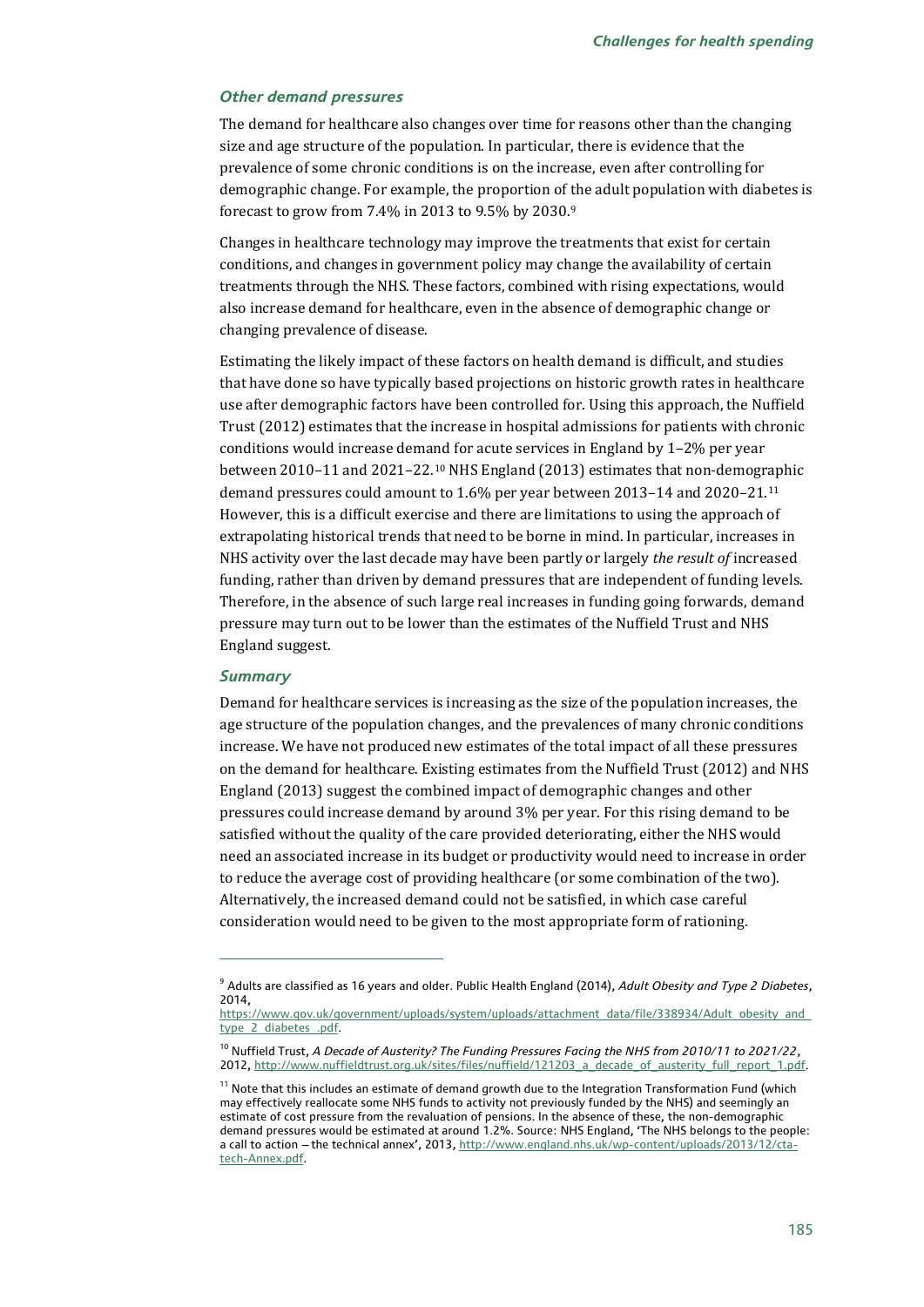### *Other demand pressures*

The demand for healthcare also changes over time for reasons other than the changing size and age structure of the population. In particular, there is evidence that the prevalence of some chronic conditions is on the increase, even after controlling for demographic change. For example, the proportion of the adult population with diabetes is forecast to grow from 7.4% in 2013 to 9.5% by 2030.[9]

Changes in healthcare technology may improve the treatments that exist for certain conditions, and changes in government policy may change the availability of certain treatments through the NHS. These factors, combined with rising expectations, would also increase demand for healthcare, even in the absence of demographic change or changing prevalence of disease.

Estimating the likely impact of these factors on health demand is difficult, and studies that have done so have typically based projections on historic growth rates in healthcare use after demographic factors have been controlled for. Using this approach, the Nuffield Trust (2012) estimates that the increase in hospital admissions for patients with chronic conditions would increase demand for acute services in England by 1–2% per year between 2010–11 and 2021–22.[10] NHS England (2013) estimates that non-demographic demand pressures could amount to 1.6% per year between 2013–14 and 2020–21.[11] However, this is a difficult exercise and there are limitations to using the approach of extrapolating historical trends that need to be borne in mind. In particular, increases in NHS activity over the last decade may have been partly or largely *the result of* increased funding, rather than driven by demand pressures that are independent of funding levels. Therefore, in the absence of such large real increases in funding going forwards, demand pressure may turn out to be lower than the estimates of the Nuffield Trust and NHS England suggest.

### *Summary*

Demand for healthcare services is increasing as the size of the population increases, the age structure of the population changes, and the prevalences of many chronic conditions increase. We have not produced new estimates of the total impact of all these pressures on the demand for healthcare. Existing estimates from the Nuffield Trust (2012) and NHS England (2013) suggest the combined impact of demographic changes and other pressures could increase demand by around 3% per year. For this rising demand to be satisfied without the quality of the care provided deteriorating, either the NHS would need an associated increase in its budget or productivity would need to increase in order to reduce the average cost of providing healthcare (or some combination of the two). Alternatively, the increased demand could not be satisfied, in which case careful consideration would need to be given to the most appropriate form of rationing.

---

[9] Adults are classified as 16 years and older. Public Health England (2014), *Adult Obesity and Type 2 Diabetes*, 2014, https://www.gov.uk/government/uploads/system/uploads/attachment_data/file/338934/Adult_obesity_and_type_2_diabetes_.pdf.

[10] Nuffield Trust, *A Decade of Austerity? The Funding Pressures Facing the NHS from 2010/11 to 2021/22*, 2012, http://www.nuffieldtrust.org.uk/sites/files/nuffield/121203_a_decade_of_austerity_full_report_1.pdf.

[11] Note that this includes an estimate of demand growth due to the Integration Transformation Fund (which may effectively reallocate some NHS funds to activity not previously funded by the NHS) and seemingly an estimate of cost pressure from the revaluation of pensions. In the absence of these, the non-demographic demand pressures would be estimated at around 1.2%. Source: NHS England, 'The NHS belongs to the people: a call to action – the technical annex', 2013, http://www.england.nhs.uk/wp-content/uploads/2013/12/cta-tech-Annex.pdf.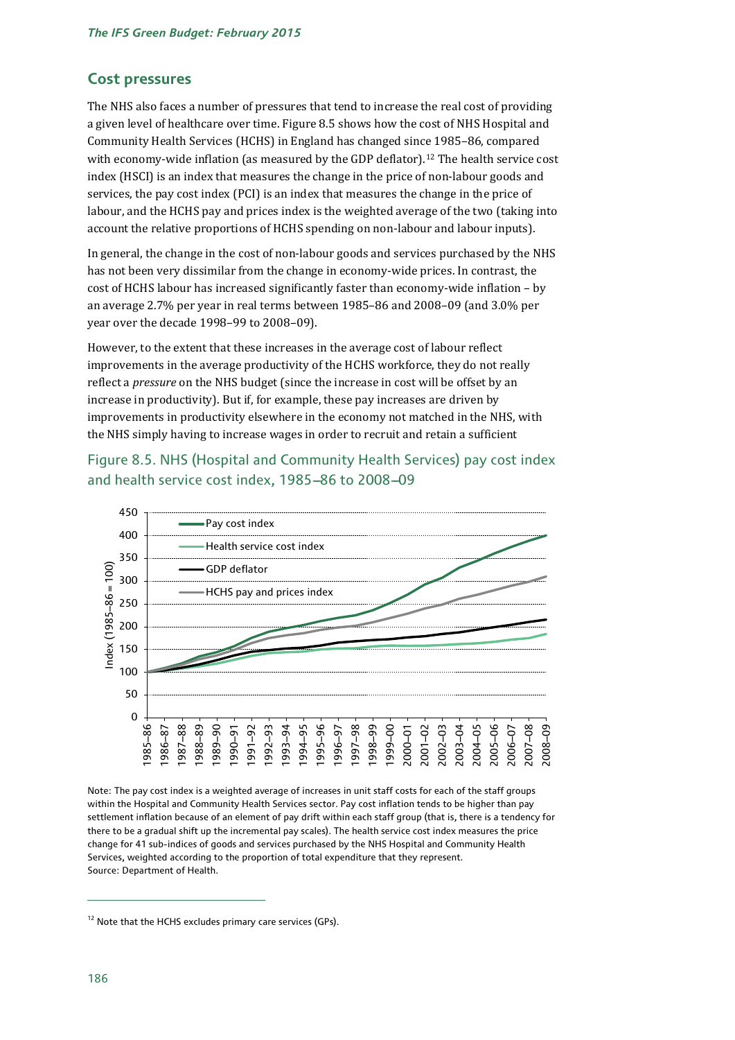## Cost pressures

The NHS also faces a number of pressures that tend to increase the real cost of providing a given level of healthcare over time. Figure 8.5 shows how the cost of NHS Hospital and Community Health Services (HCHS) in England has changed since 1985–86, compared with economy-wide inflation (as measured by the GDP deflator).[12] The health service cost index (HSCI) is an index that measures the change in the price of non-labour goods and services, the pay cost index (PCI) is an index that measures the change in the price of labour, and the HCHS pay and prices index is the weighted average of the two (taking into account the relative proportions of HCHS spending on non-labour and labour inputs).

In general, the change in the cost of non-labour goods and services purchased by the NHS has not been very dissimilar from the change in economy-wide prices. In contrast, the cost of HCHS labour has increased significantly faster than economy-wide inflation – by an average 2.7% per year in real terms between 1985–86 and 2008–09 (and 3.0% per year over the decade 1998–99 to 2008–09).

However, to the extent that these increases in the average cost of labour reflect improvements in the average productivity of the HCHS workforce, they do not really reflect a *pressure* on the NHS budget (since the increase in cost will be offset by an increase in productivity). But if, for example, these pay increases are driven by improvements in productivity elsewhere in the economy not matched in the NHS, with the NHS simply having to increase wages in order to recruit and retain a sufficient

### Figure 8.5. NHS (Hospital and Community Health Services) pay cost index and health service cost index, 1985–86 to 2008–09

Note: The pay cost index is a weighted average of increases in unit staff costs for each of the staff groups within the Hospital and Community Health Services sector. Pay cost inflation tends to be higher than pay settlement inflation because of an element of pay drift within each staff group (that is, there is a tendency for there to be a gradual shift up the incremental pay scales). The health service cost index measures the price change for 41 sub-indices of goods and services purchased by the NHS Hospital and Community Health Services, weighted according to the proportion of total expenditure that they represent.
Source: Department of Health.

[12] Note that the HCHS excludes primary care services (GPs).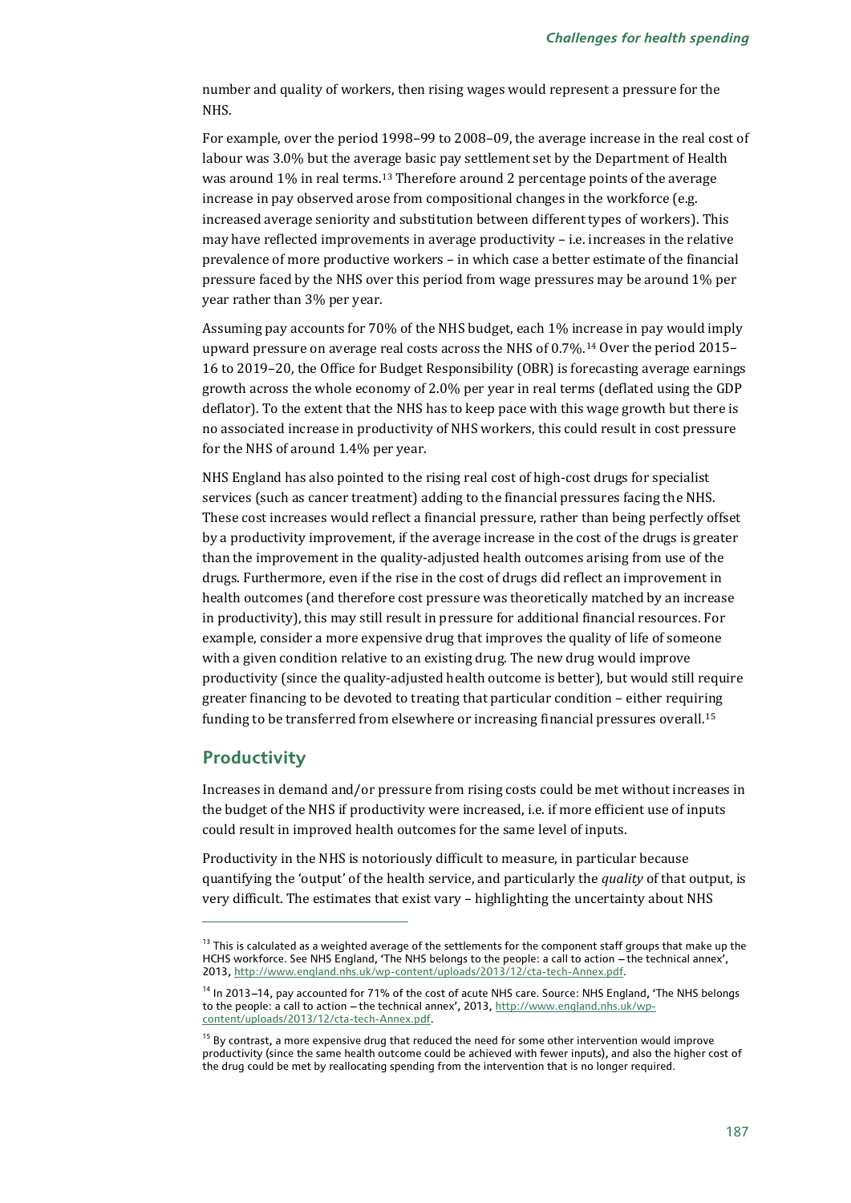number and quality of workers, then rising wages would represent a pressure for the NHS.

For example, over the period 1998–99 to 2008–09, the average increase in the real cost of labour was 3.0% but the average basic pay settlement set by the Department of Health was around 1% in real terms.[13] Therefore around 2 percentage points of the average increase in pay observed arose from compositional changes in the workforce (e.g. increased average seniority and substitution between different types of workers). This may have reflected improvements in average productivity – i.e. increases in the relative prevalence of more productive workers – in which case a better estimate of the financial pressure faced by the NHS over this period from wage pressures may be around 1% per year rather than 3% per year.

Assuming pay accounts for 70% of the NHS budget, each 1% increase in pay would imply upward pressure on average real costs across the NHS of 0.7%.[14] Over the period 2015–16 to 2019–20, the Office for Budget Responsibility (OBR) is forecasting average earnings growth across the whole economy of 2.0% per year in real terms (deflated using the GDP deflator). To the extent that the NHS has to keep pace with this wage growth but there is no associated increase in productivity of NHS workers, this could result in cost pressure for the NHS of around 1.4% per year.

NHS England has also pointed to the rising real cost of high-cost drugs for specialist services (such as cancer treatment) adding to the financial pressures facing the NHS. These cost increases would reflect a financial pressure, rather than being perfectly offset by a productivity improvement, if the average increase in the cost of the drugs is greater than the improvement in the quality-adjusted health outcomes arising from use of the drugs. Furthermore, even if the rise in the cost of drugs did reflect an improvement in health outcomes (and therefore cost pressure was theoretically matched by an increase in productivity), this may still result in pressure for additional financial resources. For example, consider a more expensive drug that improves the quality of life of someone with a given condition relative to an existing drug. The new drug would improve productivity (since the quality-adjusted health outcome is better), but would still require greater financing to be devoted to treating that particular condition – either requiring funding to be transferred from elsewhere or increasing financial pressures overall.[15]

## Productivity

Increases in demand and/or pressure from rising costs could be met without increases in the budget of the NHS if productivity were increased, i.e. if more efficient use of inputs could result in improved health outcomes for the same level of inputs.

Productivity in the NHS is notoriously difficult to measure, in particular because quantifying the 'output' of the health service, and particularly the *quality* of that output, is very difficult. The estimates that exist vary – highlighting the uncertainty about NHS

---

[13] This is calculated as a weighted average of the settlements for the component staff groups that make up the HCHS workforce. See NHS England, 'The NHS belongs to the people: a call to action – the technical annex', 2013, http://www.england.nhs.uk/wp-content/uploads/2013/12/cta-tech-Annex.pdf.

[14] In 2013–14, pay accounted for 71% of the cost of acute NHS care. Source: NHS England, 'The NHS belongs to the people: a call to action – the technical annex', 2013, http://www.england.nhs.uk/wp-content/uploads/2013/12/cta-tech-Annex.pdf.

[15] By contrast, a more expensive drug that reduced the need for some other intervention would improve productivity (since the same health outcome could be achieved with fewer inputs), and also the higher cost of the drug could be met by reallocating spending from the intervention that is no longer required.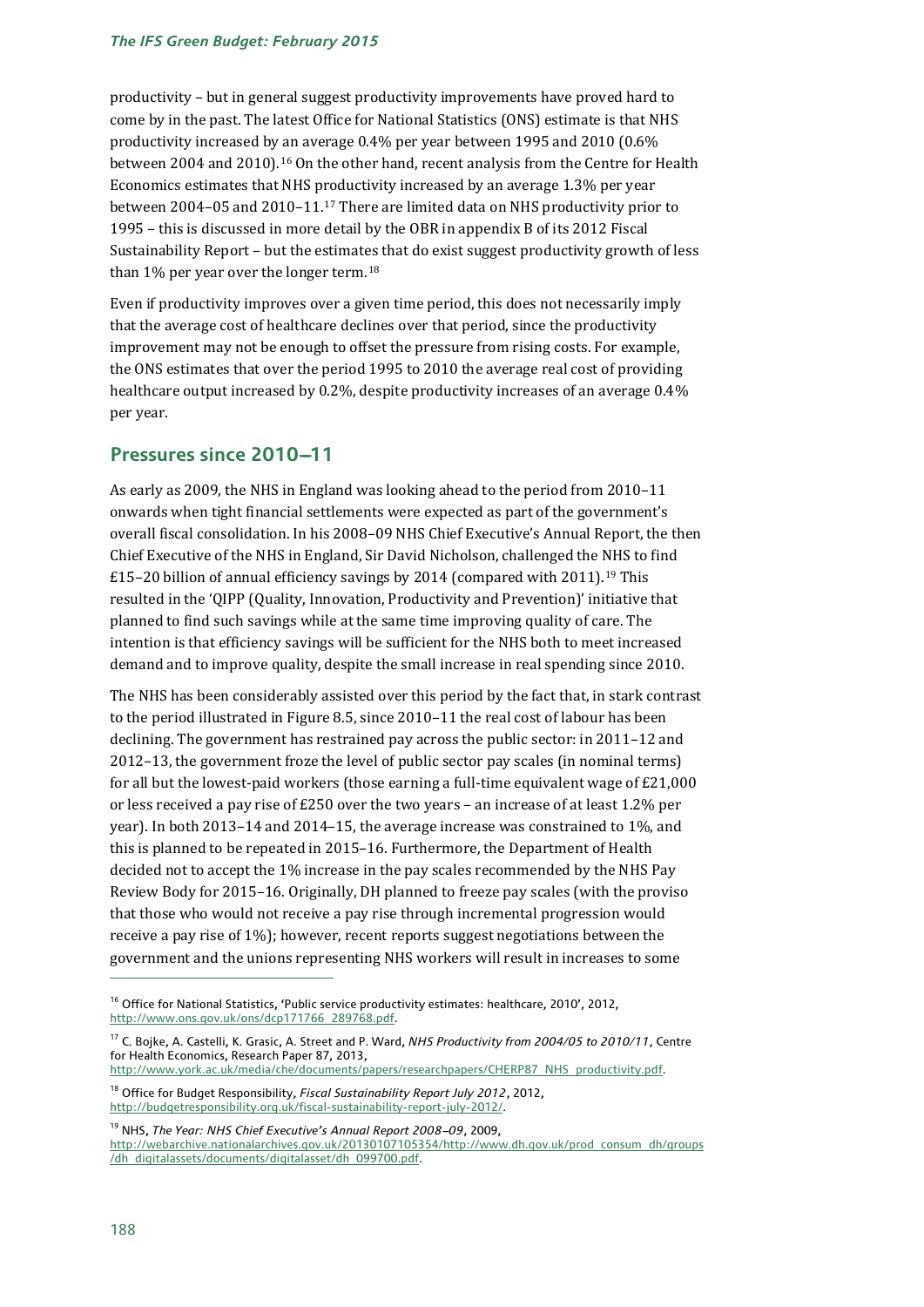productivity – but in general suggest productivity improvements have proved hard to come by in the past. The latest Office for National Statistics (ONS) estimate is that NHS productivity increased by an average 0.4% per year between 1995 and 2010 (0.6% between 2004 and 2010).[16] On the other hand, recent analysis from the Centre for Health Economics estimates that NHS productivity increased by an average 1.3% per year between 2004–05 and 2010–11.[17] There are limited data on NHS productivity prior to 1995 – this is discussed in more detail by the OBR in appendix B of its 2012 Fiscal Sustainability Report – but the estimates that do exist suggest productivity growth of less than 1% per year over the longer term.[18]

Even if productivity improves over a given time period, this does not necessarily imply that the average cost of healthcare declines over that period, since the productivity improvement may not be enough to offset the pressure from rising costs. For example, the ONS estimates that over the period 1995 to 2010 the average real cost of providing healthcare output increased by 0.2%, despite productivity increases of an average 0.4% per year.

## Pressures since 2010–11

As early as 2009, the NHS in England was looking ahead to the period from 2010–11 onwards when tight financial settlements were expected as part of the government's overall fiscal consolidation. In his 2008–09 NHS Chief Executive's Annual Report, the then Chief Executive of the NHS in England, Sir David Nicholson, challenged the NHS to find £15–20 billion of annual efficiency savings by 2014 (compared with 2011).[19] This resulted in the 'QIPP (Quality, Innovation, Productivity and Prevention)' initiative that planned to find such savings while at the same time improving quality of care. The intention is that efficiency savings will be sufficient for the NHS both to meet increased demand and to improve quality, despite the small increase in real spending since 2010.

The NHS has been considerably assisted over this period by the fact that, in stark contrast to the period illustrated in Figure 8.5, since 2010–11 the real cost of labour has been declining. The government has restrained pay across the public sector: in 2011–12 and 2012–13, the government froze the level of public sector pay scales (in nominal terms) for all but the lowest-paid workers (those earning a full-time equivalent wage of £21,000 or less received a pay rise of £250 over the two years – an increase of at least 1.2% per year). In both 2013–14 and 2014–15, the average increase was constrained to 1%, and this is planned to be repeated in 2015–16. Furthermore, the Department of Health decided not to accept the 1% increase in the pay scales recommended by the NHS Pay Review Body for 2015–16. Originally, DH planned to freeze pay scales (with the proviso that those who would not receive a pay rise through incremental progression would receive a pay rise of 1%); however, recent reports suggest negotiations between the government and the unions representing NHS workers will result in increases to some

---

[16] Office for National Statistics, 'Public service productivity estimates: healthcare, 2010', 2012, http://www.ons.gov.uk/ons/dcp171766_289768.pdf.

[17] C. Bojke, A. Castelli, K. Grasic, A. Street and P. Ward, *NHS Productivity from 2004/05 to 2010/11*, Centre for Health Economics, Research Paper 87, 2013, http://www.york.ac.uk/media/che/documents/papers/researchpapers/CHERP87_NHS_productivity.pdf.

[18] Office for Budget Responsibility, *Fiscal Sustainability Report July 2012*, 2012, http://budgetresponsibility.org.uk/fiscal-sustainability-report-july-2012/.

[19] NHS, *The Year: NHS Chief Executive's Annual Report 2008–09*, 2009, http://webarchive.nationalarchives.gov.uk/20130107105354/http://www.dh.gov.uk/prod_consum_dh/groups/dh_digitalassets/documents/digitalasset/dh_099700.pdf.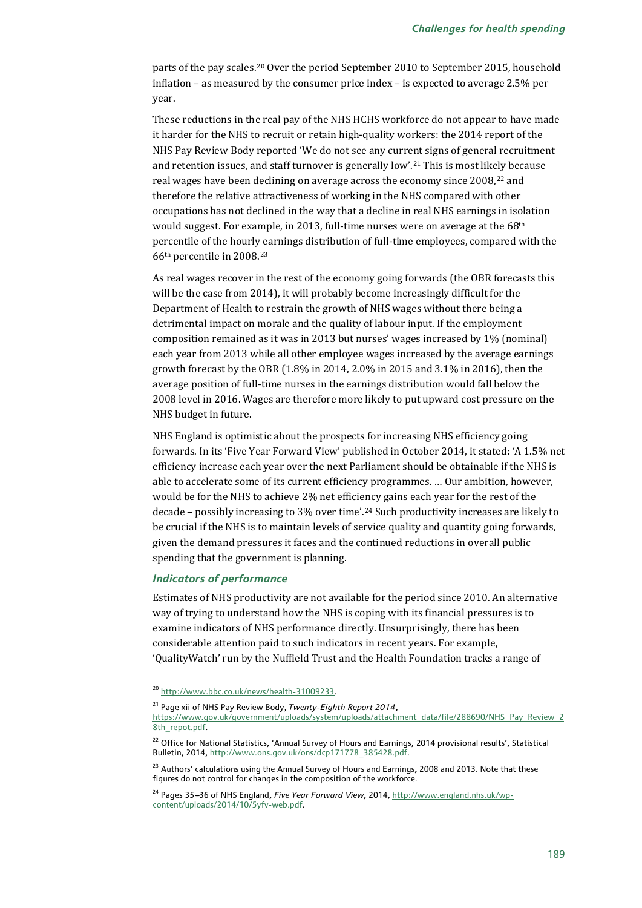parts of the pay scales.[20] Over the period September 2010 to September 2015, household inflation – as measured by the consumer price index – is expected to average 2.5% per year.

These reductions in the real pay of the NHS HCHS workforce do not appear to have made it harder for the NHS to recruit or retain high-quality workers: the 2014 report of the NHS Pay Review Body reported 'We do not see any current signs of general recruitment and retention issues, and staff turnover is generally low'.[21] This is most likely because real wages have been declining on average across the economy since 2008,[22] and therefore the relative attractiveness of working in the NHS compared with other occupations has not declined in the way that a decline in real NHS earnings in isolation would suggest. For example, in 2013, full-time nurses were on average at the 68th percentile of the hourly earnings distribution of full-time employees, compared with the 66th percentile in 2008.[23]

As real wages recover in the rest of the economy going forwards (the OBR forecasts this will be the case from 2014), it will probably become increasingly difficult for the Department of Health to restrain the growth of NHS wages without there being a detrimental impact on morale and the quality of labour input. If the employment composition remained as it was in 2013 but nurses' wages increased by 1% (nominal) each year from 2013 while all other employee wages increased by the average earnings growth forecast by the OBR (1.8% in 2014, 2.0% in 2015 and 3.1% in 2016), then the average position of full-time nurses in the earnings distribution would fall below the 2008 level in 2016. Wages are therefore more likely to put upward cost pressure on the NHS budget in future.

NHS England is optimistic about the prospects for increasing NHS efficiency going forwards. In its 'Five Year Forward View' published in October 2014, it stated: 'A 1.5% net efficiency increase each year over the next Parliament should be obtainable if the NHS is able to accelerate some of its current efficiency programmes. … Our ambition, however, would be for the NHS to achieve 2% net efficiency gains each year for the rest of the decade – possibly increasing to 3% over time'.[24] Such productivity increases are likely to be crucial if the NHS is to maintain levels of service quality and quantity going forwards, given the demand pressures it faces and the continued reductions in overall public spending that the government is planning.

### *Indicators of performance*

Estimates of NHS productivity are not available for the period since 2010. An alternative way of trying to understand how the NHS is coping with its financial pressures is to examine indicators of NHS performance directly. Unsurprisingly, there has been considerable attention paid to such indicators in recent years. For example, 'QualityWatch' run by the Nuffield Trust and the Health Foundation tracks a range of

---

[20] http://www.bbc.co.uk/news/health-31009233.

[21] Page xii of NHS Pay Review Body, *Twenty-Eighth Report 2014*, https://www.gov.uk/government/uploads/system/uploads/attachment_data/file/288690/NHS_Pay_Review_28th_repot.pdf.

[22] Office for National Statistics, 'Annual Survey of Hours and Earnings, 2014 provisional results', Statistical Bulletin, 2014, http://www.ons.gov.uk/ons/dcp171778_385428.pdf.

[23] Authors' calculations using the Annual Survey of Hours and Earnings, 2008 and 2013. Note that these figures do not control for changes in the composition of the workforce.

[24] Pages 35–36 of NHS England, *Five Year Forward View*, 2014, http://www.england.nhs.uk/wp-content/uploads/2014/10/5yfv-web.pdf.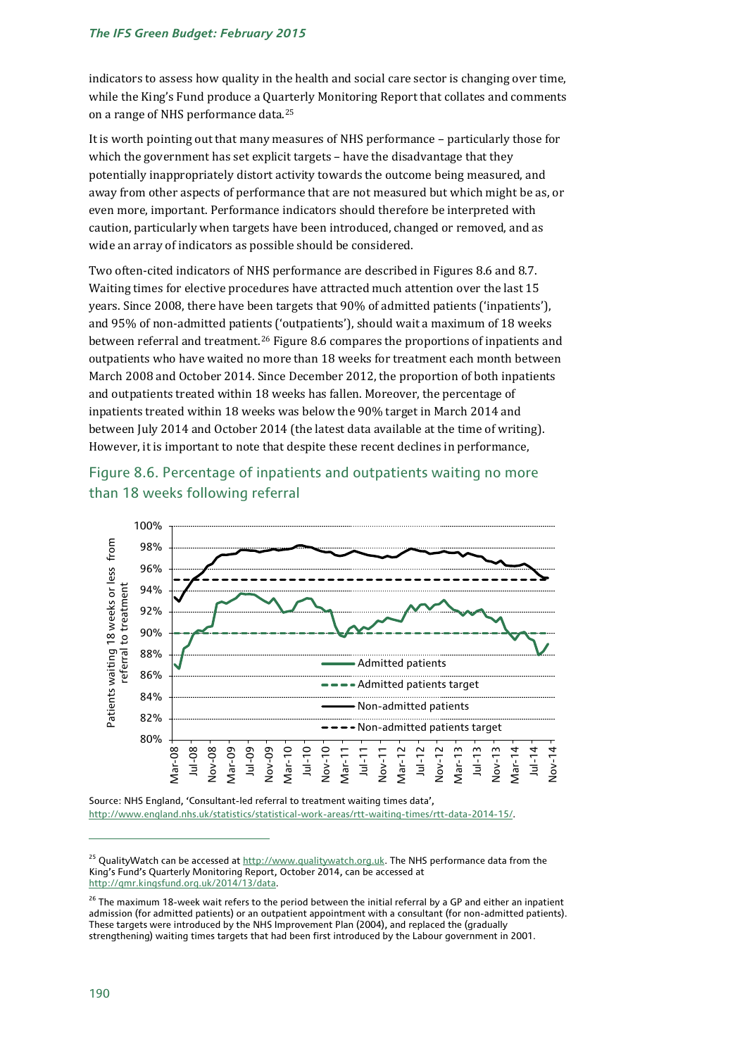indicators to assess how quality in the health and social care sector is changing over time, while the King's Fund produce a Quarterly Monitoring Report that collates and comments on a range of NHS performance data.[25]

It is worth pointing out that many measures of NHS performance – particularly those for which the government has set explicit targets – have the disadvantage that they potentially inappropriately distort activity towards the outcome being measured, and away from other aspects of performance that are not measured but which might be as, or even more, important. Performance indicators should therefore be interpreted with caution, particularly when targets have been introduced, changed or removed, and as wide an array of indicators as possible should be considered.

Two often-cited indicators of NHS performance are described in Figures 8.6 and 8.7. Waiting times for elective procedures have attracted much attention over the last 15 years. Since 2008, there have been targets that 90% of admitted patients ('inpatients'), and 95% of non-admitted patients ('outpatients'), should wait a maximum of 18 weeks between referral and treatment.[26] Figure 8.6 compares the proportions of inpatients and outpatients who have waited no more than 18 weeks for treatment each month between March 2008 and October 2014. Since December 2012, the proportion of both inpatients and outpatients treated within 18 weeks has fallen. Moreover, the percentage of inpatients treated within 18 weeks was below the 90% target in March 2014 and between July 2014 and October 2014 (the latest data available at the time of writing). However, it is important to note that despite these recent declines in performance,

## Figure 8.6. Percentage of inpatients and outpatients waiting no more than 18 weeks following referral

Source: NHS England, 'Consultant-led referral to treatment waiting times data', http://www.england.nhs.uk/statistics/statistical-work-areas/rtt-waiting-times/rtt-data-2014-15/.

---

[25] QualityWatch can be accessed at http://www.qualitywatch.org.uk. The NHS performance data from the King's Fund's Quarterly Monitoring Report, October 2014, can be accessed at http://qmr.kingsfund.org.uk/2014/13/data.

[26] The maximum 18-week wait refers to the period between the initial referral by a GP and either an inpatient admission (for admitted patients) or an outpatient appointment with a consultant (for non-admitted patients). These targets were introduced by the NHS Improvement Plan (2004), and replaced the (gradually strengthening) waiting times targets that had been first introduced by the Labour government in 2001.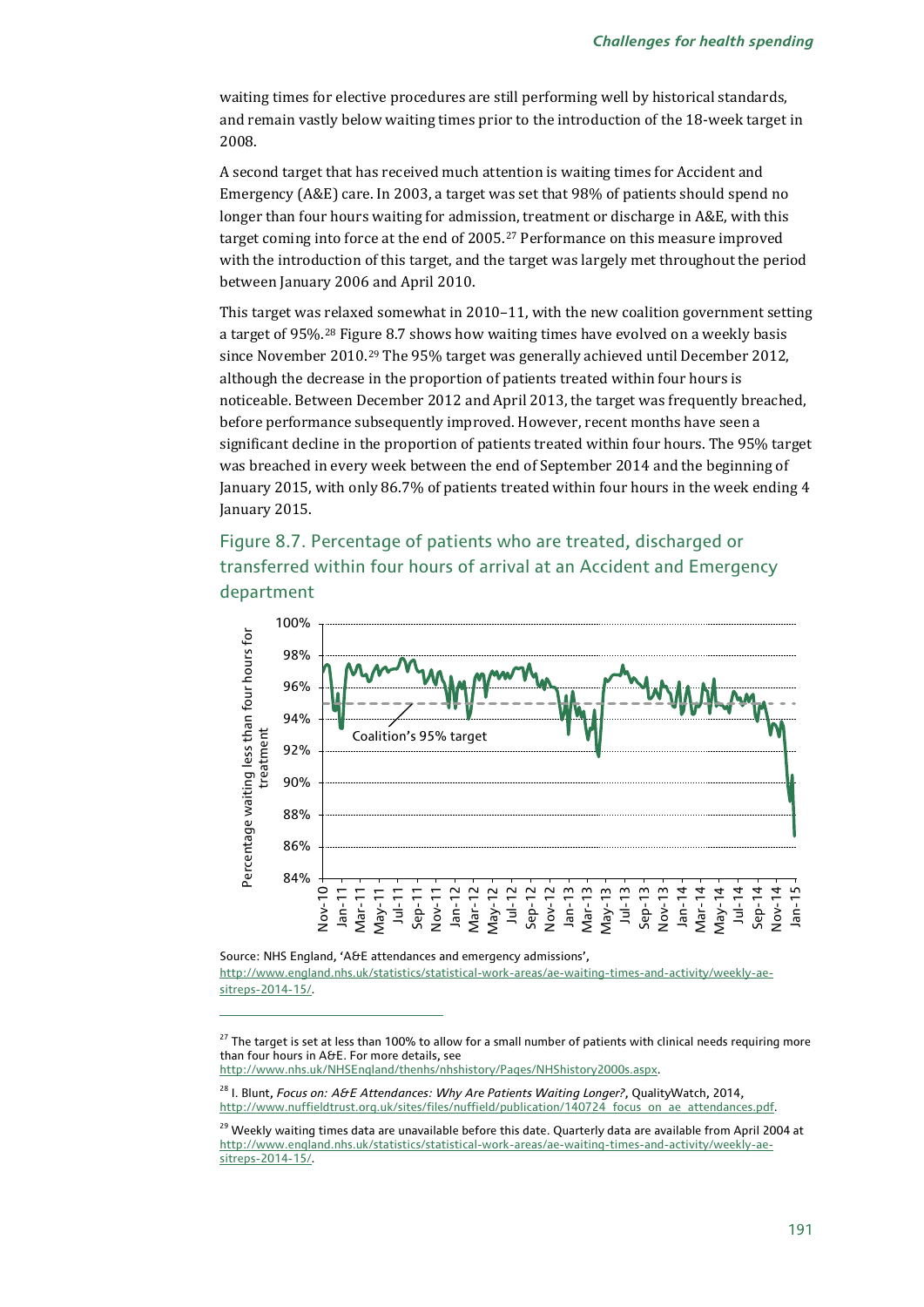waiting times for elective procedures are still performing well by historical standards, and remain vastly below waiting times prior to the introduction of the 18-week target in 2008.

A second target that has received much attention is waiting times for Accident and Emergency (A&E) care. In 2003, a target was set that 98% of patients should spend no longer than four hours waiting for admission, treatment or discharge in A&E, with this target coming into force at the end of 2005.[27] Performance on this measure improved with the introduction of this target, and the target was largely met throughout the period between January 2006 and April 2010.

This target was relaxed somewhat in 2010–11, with the new coalition government setting a target of 95%.[28] Figure 8.7 shows how waiting times have evolved on a weekly basis since November 2010.[29] The 95% target was generally achieved until December 2012, although the decrease in the proportion of patients treated within four hours is noticeable. Between December 2012 and April 2013, the target was frequently breached, before performance subsequently improved. However, recent months have seen a significant decline in the proportion of patients treated within four hours. The 95% target was breached in every week between the end of September 2014 and the beginning of January 2015, with only 86.7% of patients treated within four hours in the week ending 4 January 2015.

## Figure 8.7. Percentage of patients who are treated, discharged or transferred within four hours of arrival at an Accident and Emergency department

Source: NHS England, 'A&E attendances and emergency admissions', http://www.england.nhs.uk/statistics/statistical-work-areas/ae-waiting-times-and-activity/weekly-ae-sitreps-2014-15/.

---

[27] The target is set at less than 100% to allow for a small number of patients with clinical needs requiring more than four hours in A&E. For more details, see http://www.nhs.uk/NHSEngland/thenhs/nhshistory/Pages/NHShistory2000s.aspx.

[28] I. Blunt, *Focus on: A&E Attendances: Why Are Patients Waiting Longer?*, QualityWatch, 2014, http://www.nuffieldtrust.org.uk/sites/files/nuffield/publication/140724_focus_on_ae_attendances.pdf.

[29] Weekly waiting times data are unavailable before this date. Quarterly data are available from April 2004 at http://www.england.nhs.uk/statistics/statistical-work-areas/ae-waiting-times-and-activity/weekly-ae-sitreps-2014-15/.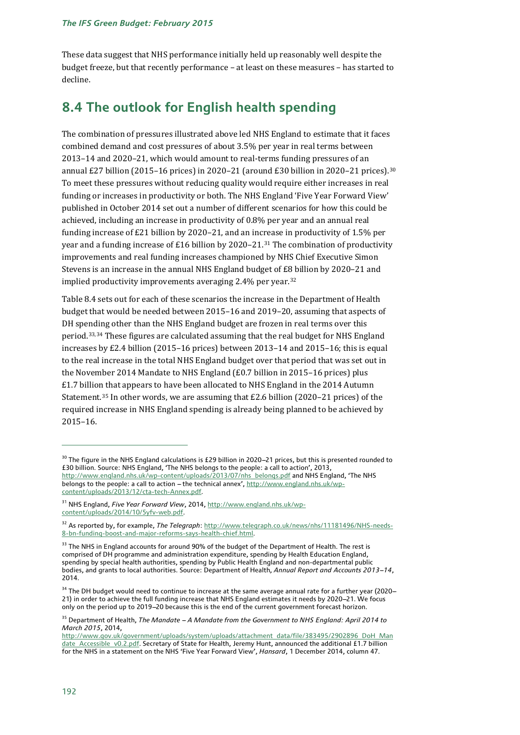These data suggest that NHS performance initially held up reasonably well despite the budget freeze, but that recently performance – at least on these measures – has started to decline.

## 8.4 The outlook for English health spending

The combination of pressures illustrated above led NHS England to estimate that it faces combined demand and cost pressures of about 3.5% per year in real terms between 2013–14 and 2020–21, which would amount to real-terms funding pressures of an annual £27 billion (2015–16 prices) in 2020–21 (around £30 billion in 2020–21 prices).[30] To meet these pressures without reducing quality would require either increases in real funding or increases in productivity or both. The NHS England 'Five Year Forward View' published in October 2014 set out a number of different scenarios for how this could be achieved, including an increase in productivity of 0.8% per year and an annual real funding increase of £21 billion by 2020–21, and an increase in productivity of 1.5% per year and a funding increase of £16 billion by 2020–21.[31] The combination of productivity improvements and real funding increases championed by NHS Chief Executive Simon Stevens is an increase in the annual NHS England budget of £8 billion by 2020–21 and implied productivity improvements averaging 2.4% per year.[32]

Table 8.4 sets out for each of these scenarios the increase in the Department of Health budget that would be needed between 2015–16 and 2019–20, assuming that aspects of DH spending other than the NHS England budget are frozen in real terms over this period.[33,34] These figures are calculated assuming that the real budget for NHS England increases by £2.4 billion (2015–16 prices) between 2013–14 and 2015–16; this is equal to the real increase in the total NHS England budget over that period that was set out in the November 2014 Mandate to NHS England (£0.7 billion in 2015–16 prices) plus £1.7 billion that appears to have been allocated to NHS England in the 2014 Autumn Statement.[35] In other words, we are assuming that £2.6 billion (2020–21 prices) of the required increase in NHS England spending is already being planned to be achieved by 2015–16.

---

[30] The figure in the NHS England calculations is £29 billion in 2020–21 prices, but this is presented rounded to £30 billion. Source: NHS England, 'The NHS belongs to the people: a call to action', 2013, http://www.england.nhs.uk/wp-content/uploads/2013/07/nhs_belongs.pdf and NHS England, 'The NHS belongs to the people: a call to action – the technical annex', http://www.england.nhs.uk/wp-content/uploads/2013/12/cta-tech-Annex.pdf.

[31] NHS England, *Five Year Forward View*, 2014, http://www.england.nhs.uk/wp-content/uploads/2014/10/5yfv-web.pdf.

[32] As reported by, for example, *The Telegraph*: http://www.telegraph.co.uk/news/nhs/11181496/NHS-needs-8-bn-funding-boost-and-major-reforms-says-health-chief.html.

[33] The NHS in England accounts for around 90% of the budget of the Department of Health. The rest is comprised of DH programme and administration expenditure, spending by Health Education England, spending by special health authorities, spending by Public Health England and non-departmental public bodies, and grants to local authorities. Source: Department of Health, *Annual Report and Accounts 2013–14*, 2014.

[34] The DH budget would need to continue to increase at the same average annual rate for a further year (2020–21) in order to achieve the full funding increase that NHS England estimates it needs by 2020–21. We focus only on the period up to 2019–20 because this is the end of the current government forecast horizon.

[35] Department of Health, *The Mandate – A Mandate from the Government to NHS England: April 2014 to March 2015*, 2014, http://www.gov.uk/government/uploads/system/uploads/attachment_data/file/383495/2902896_DoH_Mandate_Accessible_v0.2.pdf. Secretary of State for Health, Jeremy Hunt, announced the additional £1.7 billion for the NHS in a statement on the NHS 'Five Year Forward View', *Hansard*, 1 December 2014, column 47.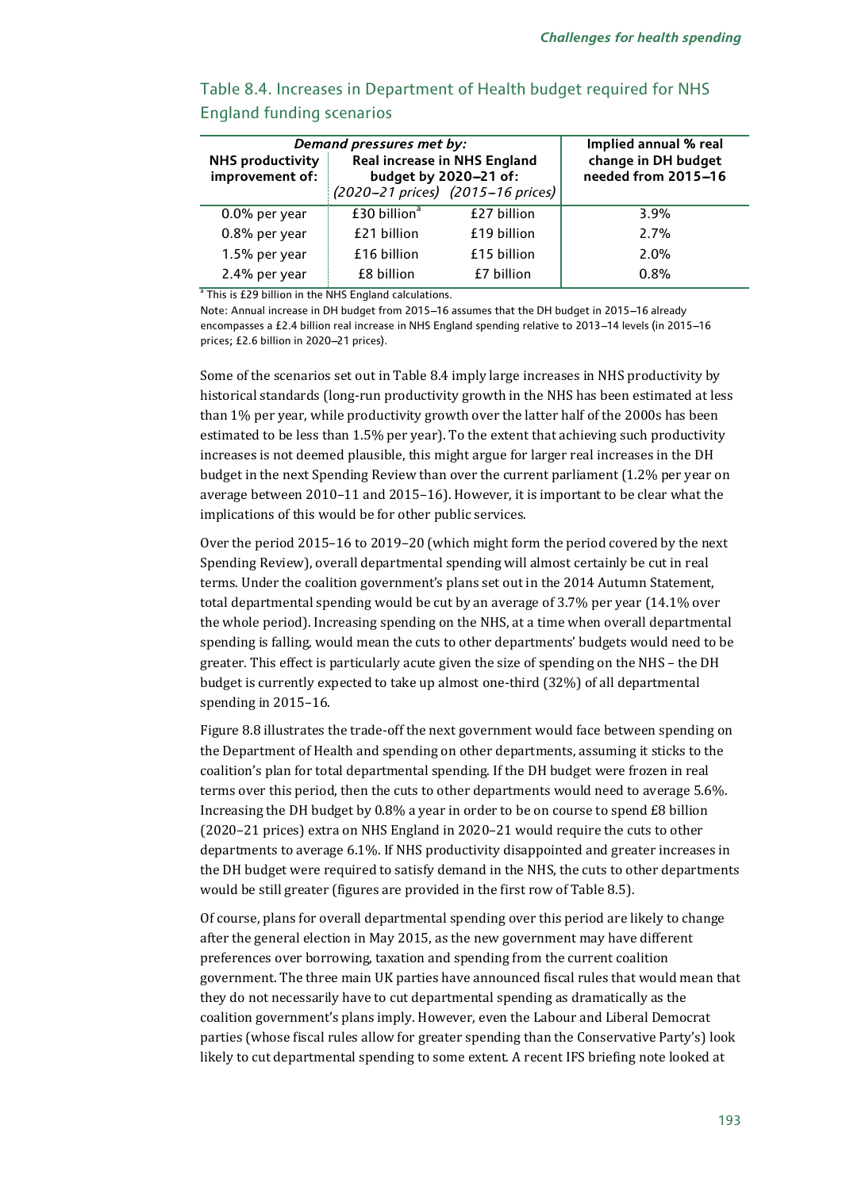Table 8.4. Increases in Department of Health budget required for NHS England funding scenarios

| Demand pressures met by: NHS productivity improvement of: | Real increase in NHS England budget by 2020–21 of: (2020–21 prices) | (2015–16 prices) | Implied annual % real change in DH budget needed from 2015–16 |
|---|---|---|---|
| 0.0% per year | £30 billion[a] | £27 billion | 3.9% |
| 0.8% per year | £21 billion | £19 billion | 2.7% |
| 1.5% per year | £16 billion | £15 billion | 2.0% |
| 2.4% per year | £8 billion | £7 billion | 0.8% |

[a] This is £29 billion in the NHS England calculations.

Note: Annual increase in DH budget from 2015–16 assumes that the DH budget in 2015–16 already encompasses a £2.4 billion real increase in NHS England spending relative to 2013–14 levels (in 2015–16 prices; £2.6 billion in 2020–21 prices).

Some of the scenarios set out in Table 8.4 imply large increases in NHS productivity by historical standards (long-run productivity growth in the NHS has been estimated at less than 1% per year, while productivity growth over the latter half of the 2000s has been estimated to be less than 1.5% per year). To the extent that achieving such productivity increases is not deemed plausible, this might argue for larger real increases in the DH budget in the next Spending Review than over the current parliament (1.2% per year on average between 2010–11 and 2015–16). However, it is important to be clear what the implications of this would be for other public services.

Over the period 2015–16 to 2019–20 (which might form the period covered by the next Spending Review), overall departmental spending will almost certainly be cut in real terms. Under the coalition government's plans set out in the 2014 Autumn Statement, total departmental spending would be cut by an average of 3.7% per year (14.1% over the whole period). Increasing spending on the NHS, at a time when overall departmental spending is falling, would mean the cuts to other departments' budgets would need to be greater. This effect is particularly acute given the size of spending on the NHS – the DH budget is currently expected to take up almost one-third (32%) of all departmental spending in 2015–16.

Figure 8.8 illustrates the trade-off the next government would face between spending on the Department of Health and spending on other departments, assuming it sticks to the coalition's plan for total departmental spending. If the DH budget were frozen in real terms over this period, then the cuts to other departments would need to average 5.6%. Increasing the DH budget by 0.8% a year in order to be on course to spend £8 billion (2020–21 prices) extra on NHS England in 2020–21 would require the cuts to other departments to average 6.1%. If NHS productivity disappointed and greater increases in the DH budget were required to satisfy demand in the NHS, the cuts to other departments would be still greater (figures are provided in the first row of Table 8.5).

Of course, plans for overall departmental spending over this period are likely to change after the general election in May 2015, as the new government may have different preferences over borrowing, taxation and spending from the current coalition government. The three main UK parties have announced fiscal rules that would mean that they do not necessarily have to cut departmental spending as dramatically as the coalition government's plans imply. However, even the Labour and Liberal Democrat parties (whose fiscal rules allow for greater spending than the Conservative Party's) look likely to cut departmental spending to some extent. A recent IFS briefing note looked at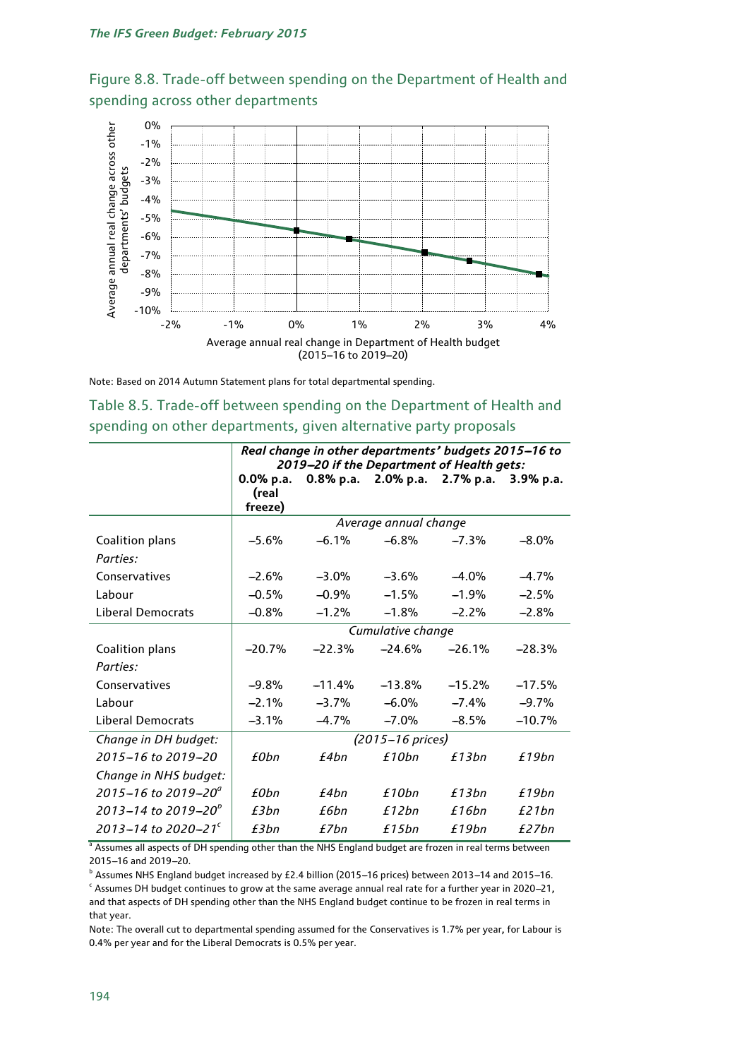## Figure 8.8. Trade-off between spending on the Department of Health and spending across other departments

Note: Based on 2014 Autumn Statement plans for total departmental spending.

## Table 8.5. Trade-off between spending on the Department of Health and spending on other departments, given alternative party proposals

| | *Real change in other departments' budgets 2015–16 to 2019–20 if the Department of Health gets:* | | | | |
|---|---|---|---|---|---|
| | **0.0% p.a. (real freeze)** | **0.8% p.a.** | **2.0% p.a.** | **2.7% p.a.** | **3.9% p.a.** |
| | *Average annual change* | | | | |
| Coalition plans | –5.6% | –6.1% | –6.8% | –7.3% | –8.0% |
| *Parties:* | | | | | |
| Conservatives | –2.6% | –3.0% | –3.6% | –4.0% | –4.7% |
| Labour | –0.5% | –0.9% | –1.5% | –1.9% | –2.5% |
| Liberal Democrats | –0.8% | –1.2% | –1.8% | –2.2% | –2.8% |
| | *Cumulative change* | | | | |
| Coalition plans | –20.7% | –22.3% | –24.6% | –26.1% | –28.3% |
| *Parties:* | | | | | |
| Conservatives | –9.8% | –11.4% | –13.8% | –15.2% | –17.5% |
| Labour | –2.1% | –3.7% | –6.0% | –7.4% | –9.7% |
| Liberal Democrats | –3.1% | –4.7% | –7.0% | –8.5% | –10.7% |
| *Change in DH budget:* | *(2015–16 prices)* | | | | |
| *2015–16 to 2019–20* | *£0bn* | *£4bn* | *£10bn* | *£13bn* | *£19bn* |
| *Change in NHS budget:* | | | | | |
| *2015–16 to 2019–20*[a] | *£0bn* | *£4bn* | *£10bn* | *£13bn* | *£19bn* |
| *2013–14 to 2019–20*[b] | *£3bn* | *£6bn* | *£12bn* | *£16bn* | *£21bn* |
| *2013–14 to 2020–21*[c] | *£3bn* | *£7bn* | *£15bn* | *£19bn* | *£27bn* |

[a] Assumes all aspects of DH spending other than the NHS England budget are frozen in real terms between 2015–16 and 2019–20.

[b] Assumes NHS England budget increased by £2.4 billion (2015–16 prices) between 2013–14 and 2015–16.

[c] Assumes DH budget continues to grow at the same average annual real rate for a further year in 2020–21, and that aspects of DH spending other than the NHS England budget continue to be frozen in real terms in that year.

Note: The overall cut to departmental spending assumed for the Conservatives is 1.7% per year, for Labour is 0.4% per year and for the Liberal Democrats is 0.5% per year.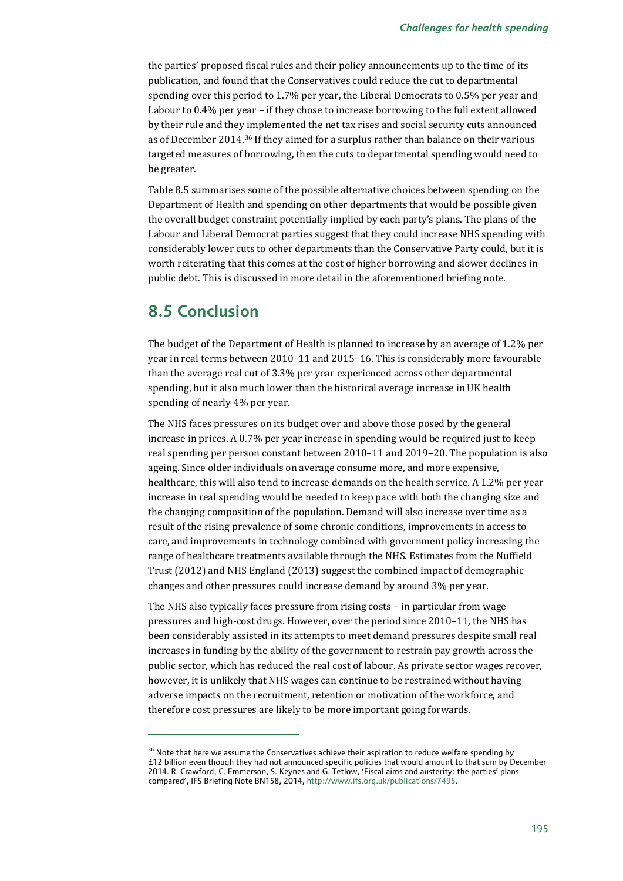the parties' proposed fiscal rules and their policy announcements up to the time of its publication, and found that the Conservatives could reduce the cut to departmental spending over this period to 1.7% per year, the Liberal Democrats to 0.5% per year and Labour to 0.4% per year – if they chose to increase borrowing to the full extent allowed by their rule and they implemented the net tax rises and social security cuts announced as of December 2014.[36] If they aimed for a surplus rather than balance on their various targeted measures of borrowing, then the cuts to departmental spending would need to be greater.

Table 8.5 summarises some of the possible alternative choices between spending on the Department of Health and spending on other departments that would be possible given the overall budget constraint potentially implied by each party's plans. The plans of the Labour and Liberal Democrat parties suggest that they could increase NHS spending with considerably lower cuts to other departments than the Conservative Party could, but it is worth reiterating that this comes at the cost of higher borrowing and slower declines in public debt. This is discussed in more detail in the aforementioned briefing note.

## 8.5 Conclusion

The budget of the Department of Health is planned to increase by an average of 1.2% per year in real terms between 2010–11 and 2015–16. This is considerably more favourable than the average real cut of 3.3% per year experienced across other departmental spending, but it also much lower than the historical average increase in UK health spending of nearly 4% per year.

The NHS faces pressures on its budget over and above those posed by the general increase in prices. A 0.7% per year increase in spending would be required just to keep real spending per person constant between 2010–11 and 2019–20. The population is also ageing. Since older individuals on average consume more, and more expensive, healthcare, this will also tend to increase demands on the health service. A 1.2% per year increase in real spending would be needed to keep pace with both the changing size and the changing composition of the population. Demand will also increase over time as a result of the rising prevalence of some chronic conditions, improvements in access to care, and improvements in technology combined with government policy increasing the range of healthcare treatments available through the NHS. Estimates from the Nuffield Trust (2012) and NHS England (2013) suggest the combined impact of demographic changes and other pressures could increase demand by around 3% per year.

The NHS also typically faces pressure from rising costs – in particular from wage pressures and high-cost drugs. However, over the period since 2010–11, the NHS has been considerably assisted in its attempts to meet demand pressures despite small real increases in funding by the ability of the government to restrain pay growth across the public sector, which has reduced the real cost of labour. As private sector wages recover, however, it is unlikely that NHS wages can continue to be restrained without having adverse impacts on the recruitment, retention or motivation of the workforce, and therefore cost pressures are likely to be more important going forwards.

---

[36] Note that here we assume the Conservatives achieve their aspiration to reduce welfare spending by £12 billion even though they had not announced specific policies that would amount to that sum by December 2014. R. Crawford, C. Emmerson, S. Keynes and G. Tetlow, 'Fiscal aims and austerity: the parties' plans compared', IFS Briefing Note BN158, 2014, http://www.ifs.org.uk/publications/7495.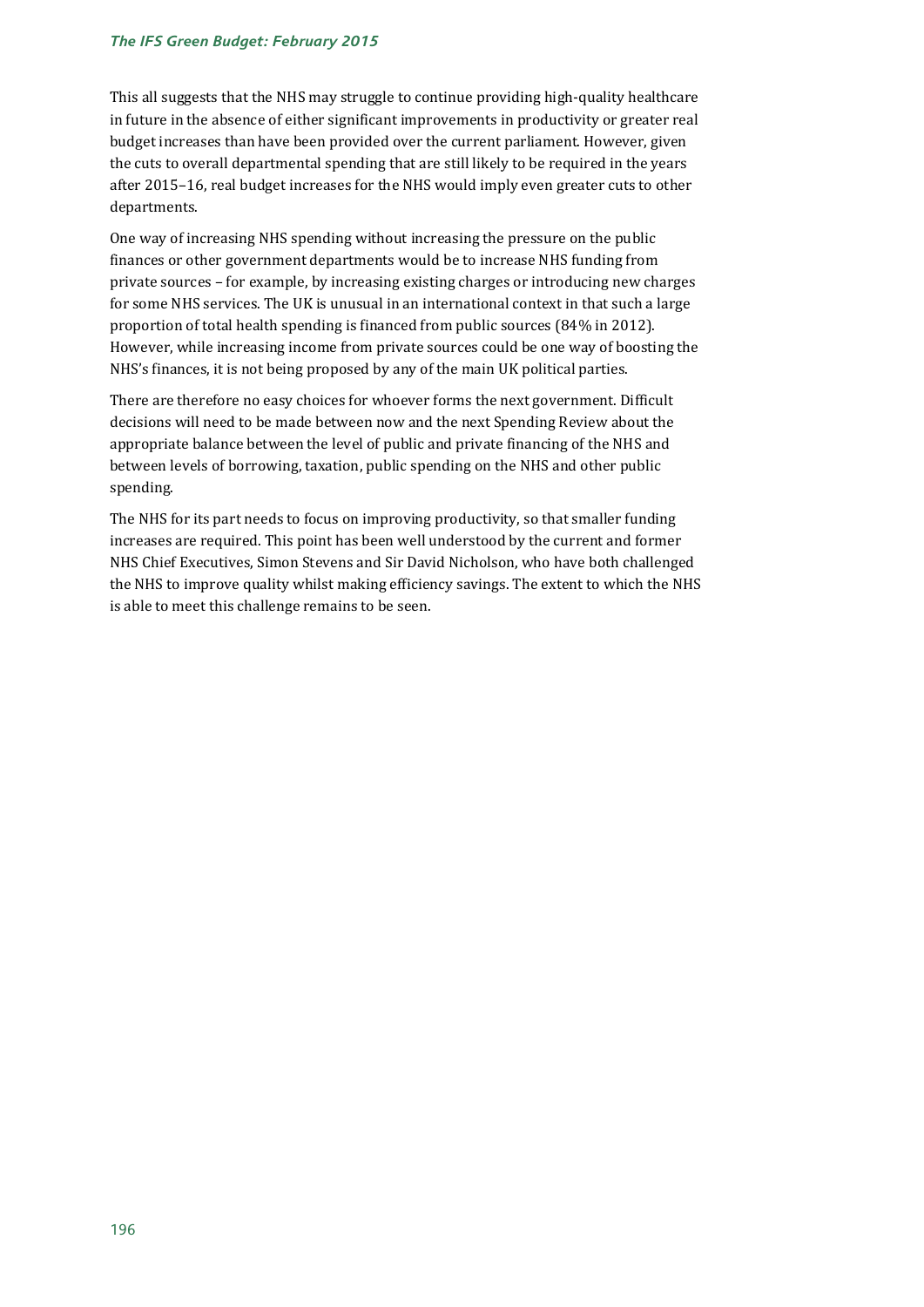This all suggests that the NHS may struggle to continue providing high-quality healthcare in future in the absence of either significant improvements in productivity or greater real budget increases than have been provided over the current parliament. However, given the cuts to overall departmental spending that are still likely to be required in the years after 2015–16, real budget increases for the NHS would imply even greater cuts to other departments.

One way of increasing NHS spending without increasing the pressure on the public finances or other government departments would be to increase NHS funding from private sources – for example, by increasing existing charges or introducing new charges for some NHS services. The UK is unusual in an international context in that such a large proportion of total health spending is financed from public sources (84% in 2012). However, while increasing income from private sources could be one way of boosting the NHS's finances, it is not being proposed by any of the main UK political parties.

There are therefore no easy choices for whoever forms the next government. Difficult decisions will need to be made between now and the next Spending Review about the appropriate balance between the level of public and private financing of the NHS and between levels of borrowing, taxation, public spending on the NHS and other public spending.

The NHS for its part needs to focus on improving productivity, so that smaller funding increases are required. This point has been well understood by the current and former NHS Chief Executives, Simon Stevens and Sir David Nicholson, who have both challenged the NHS to improve quality whilst making efficiency savings. The extent to which the NHS is able to meet this challenge remains to be seen.